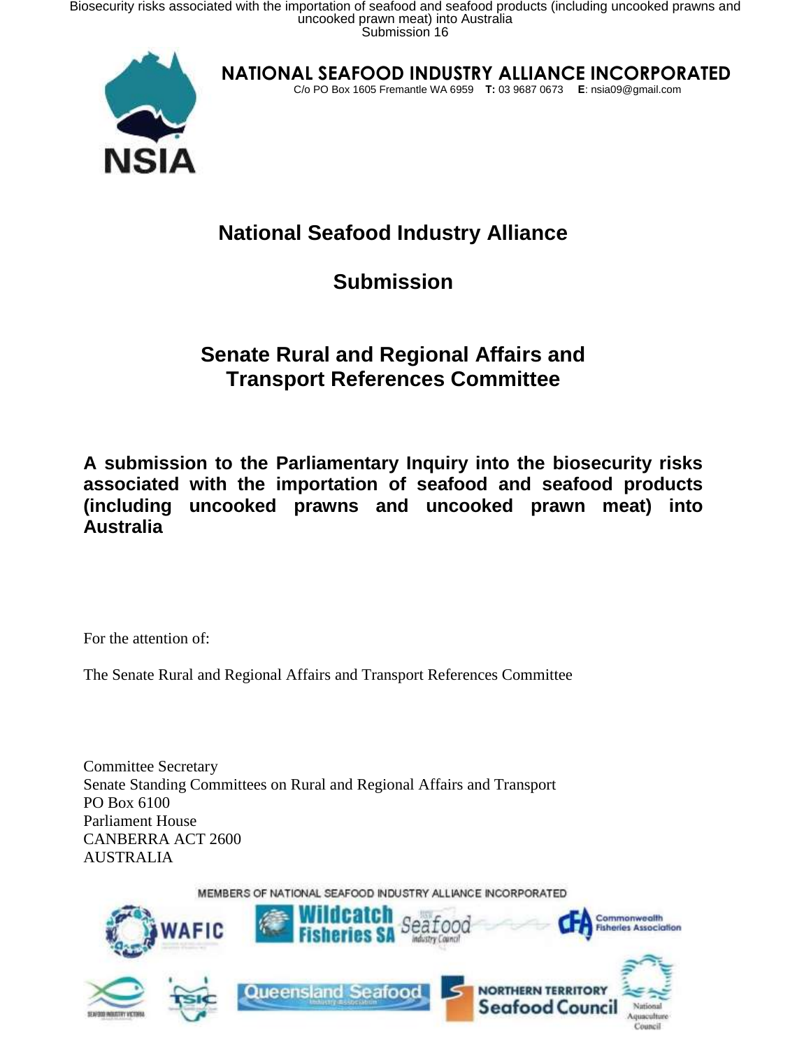# NATIONAL SEAFOOD INDUSTRY ALLIANCE INCORPORATED

C/o PO Box 1605 Fremantle WA 6959 **T:** 03 9687 0673 **E**: nsia09@gmail.com

NSIA

## National Seafood Industry Alliance

## Submission

## Senate Rural and Regional Affairs and Transport References Committee

**A submission to the Parliamentary Inquiry into the biosecurity risks associated with the importation of seafood and seafood products (including uncooked prawns and uncooked prawn meat) into Australia**

For the attention of:

The Senate Rural and Regional Affairs and Transport References Committee

Committee Secretary
Senate Standing Committees on Rural and Regional Affairs and Transport
PO Box 6100
Parliament House
CANBERRA ACT 2600
AUSTRALIA

MEMBERS OF NATIONAL SEAFOOD INDUSTRY ALLIANCE INCORPORATED

WAFIC
Wildcatch Fisheries SA
Seafood Industry Council
Commonwealth Fisheries Association
Seafood Industry Victoria
TSIC
Queensland Seafood Industry Association
Northern Territory Seafood Council
National Aquaculture Council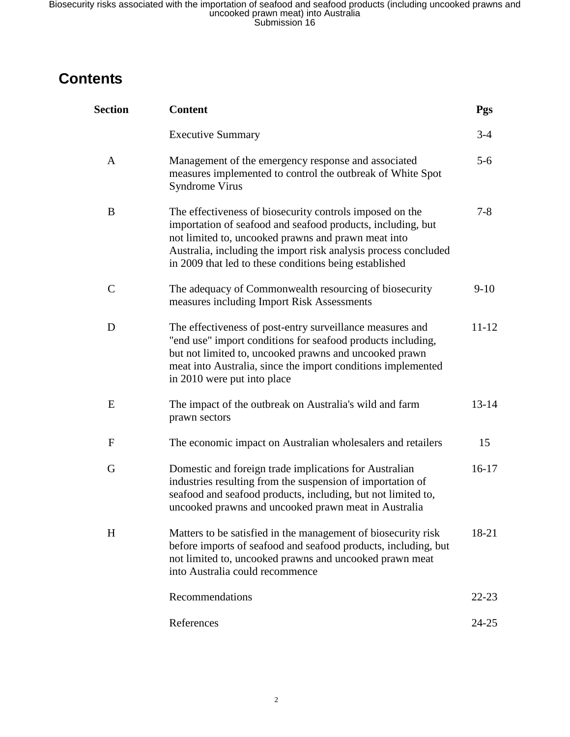# Contents

| Section | Content | Pgs |
|---|---|---|
| | Executive Summary | 3-4 |
| A | Management of the emergency response and associated measures implemented to control the outbreak of White Spot Syndrome Virus | 5-6 |
| B | The effectiveness of biosecurity controls imposed on the importation of seafood and seafood products, including, but not limited to, uncooked prawns and prawn meat into Australia, including the import risk analysis process concluded in 2009 that led to these conditions being established | 7-8 |
| C | The adequacy of Commonwealth resourcing of biosecurity measures including Import Risk Assessments | 9-10 |
| D | The effectiveness of post-entry surveillance measures and "end use" import conditions for seafood products including, but not limited to, uncooked prawns and uncooked prawn meat into Australia, since the import conditions implemented in 2010 were put into place | 11-12 |
| E | The impact of the outbreak on Australia's wild and farm prawn sectors | 13-14 |
| F | The economic impact on Australian wholesalers and retailers | 15 |
| G | Domestic and foreign trade implications for Australian industries resulting from the suspension of importation of seafood and seafood products, including, but not limited to, uncooked prawns and uncooked prawn meat in Australia | 16-17 |
| H | Matters to be satisfied in the management of biosecurity risk before imports of seafood and seafood products, including, but not limited to, uncooked prawns and uncooked prawn meat into Australia could recommence | 18-21 |
| | Recommendations | 22-23 |
| | References | 24-25 |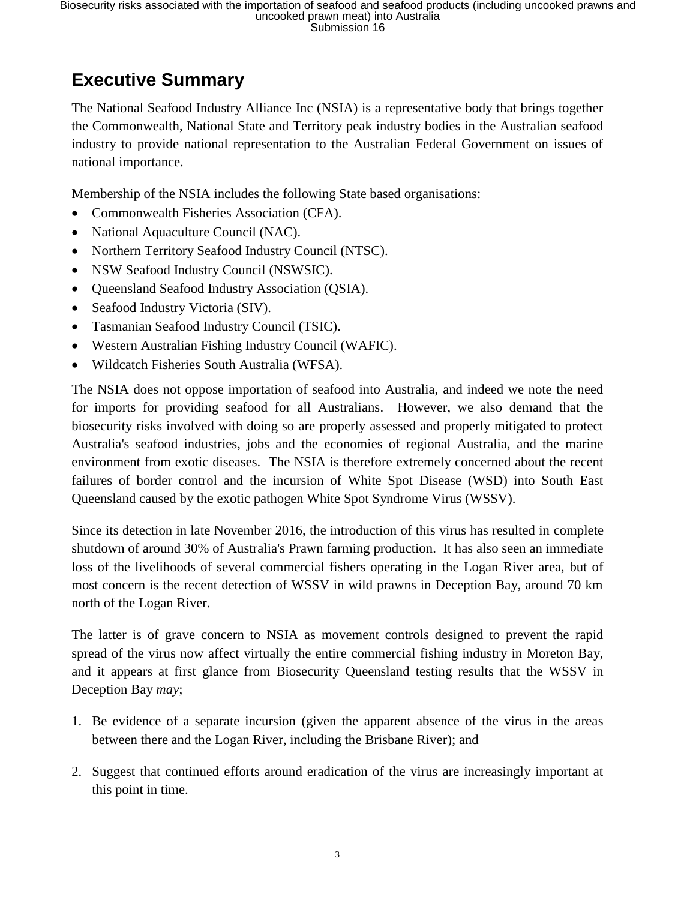## Executive Summary

The National Seafood Industry Alliance Inc (NSIA) is a representative body that brings together the Commonwealth, National State and Territory peak industry bodies in the Australian seafood industry to provide national representation to the Australian Federal Government on issues of national importance.

Membership of the NSIA includes the following State based organisations:

- Commonwealth Fisheries Association (CFA).
- National Aquaculture Council (NAC).
- Northern Territory Seafood Industry Council (NTSC).
- NSW Seafood Industry Council (NSWSIC).
- Queensland Seafood Industry Association (QSIA).
- Seafood Industry Victoria (SIV).
- Tasmanian Seafood Industry Council (TSIC).
- Western Australian Fishing Industry Council (WAFIC).
- Wildcatch Fisheries South Australia (WFSA).

The NSIA does not oppose importation of seafood into Australia, and indeed we note the need for imports for providing seafood for all Australians. However, we also demand that the biosecurity risks involved with doing so are properly assessed and properly mitigated to protect Australia's seafood industries, jobs and the economies of regional Australia, and the marine environment from exotic diseases. The NSIA is therefore extremely concerned about the recent failures of border control and the incursion of White Spot Disease (WSD) into South East Queensland caused by the exotic pathogen White Spot Syndrome Virus (WSSV).

Since its detection in late November 2016, the introduction of this virus has resulted in complete shutdown of around 30% of Australia's Prawn farming production. It has also seen an immediate loss of the livelihoods of several commercial fishers operating in the Logan River area, but of most concern is the recent detection of WSSV in wild prawns in Deception Bay, around 70 km north of the Logan River.

The latter is of grave concern to NSIA as movement controls designed to prevent the rapid spread of the virus now affect virtually the entire commercial fishing industry in Moreton Bay, and it appears at first glance from Biosecurity Queensland testing results that the WSSV in Deception Bay *may*;

1. Be evidence of a separate incursion (given the apparent absence of the virus in the areas between there and the Logan River, including the Brisbane River); and

2. Suggest that continued efforts around eradication of the virus are increasingly important at this point in time.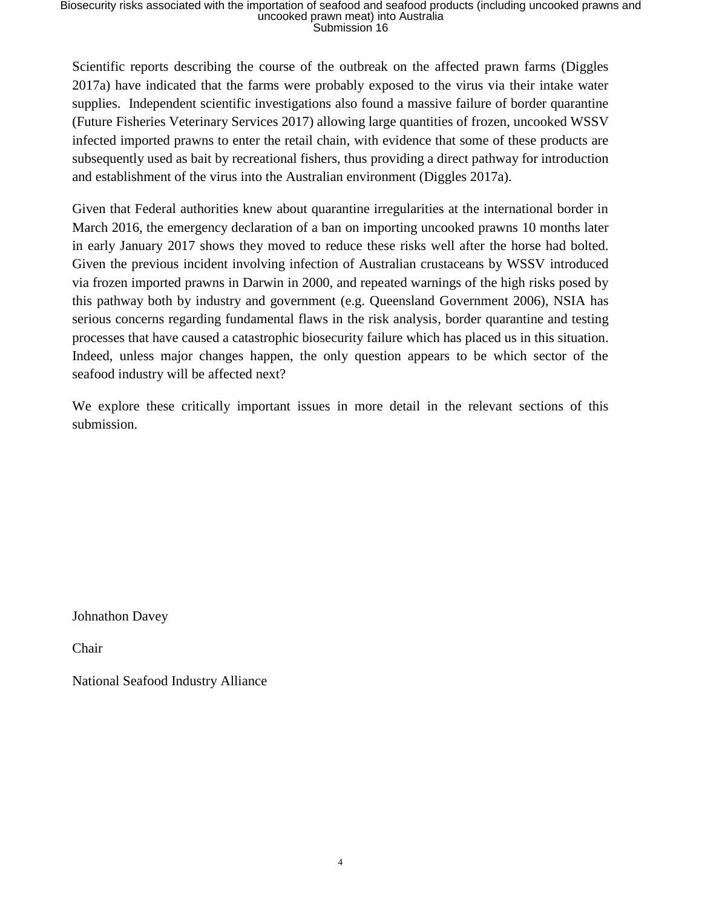Scientific reports describing the course of the outbreak on the affected prawn farms (Diggles 2017a) have indicated that the farms were probably exposed to the virus via their intake water supplies. Independent scientific investigations also found a massive failure of border quarantine (Future Fisheries Veterinary Services 2017) allowing large quantities of frozen, uncooked WSSV infected imported prawns to enter the retail chain, with evidence that some of these products are subsequently used as bait by recreational fishers, thus providing a direct pathway for introduction and establishment of the virus into the Australian environment (Diggles 2017a).

Given that Federal authorities knew about quarantine irregularities at the international border in March 2016, the emergency declaration of a ban on importing uncooked prawns 10 months later in early January 2017 shows they moved to reduce these risks well after the horse had bolted. Given the previous incident involving infection of Australian crustaceans by WSSV introduced via frozen imported prawns in Darwin in 2000, and repeated warnings of the high risks posed by this pathway both by industry and government (e.g. Queensland Government 2006), NSIA has serious concerns regarding fundamental flaws in the risk analysis, border quarantine and testing processes that have caused a catastrophic biosecurity failure which has placed us in this situation. Indeed, unless major changes happen, the only question appears to be which sector of the seafood industry will be affected next?

We explore these critically important issues in more detail in the relevant sections of this submission.

Johnathon Davey

Chair

National Seafood Industry Alliance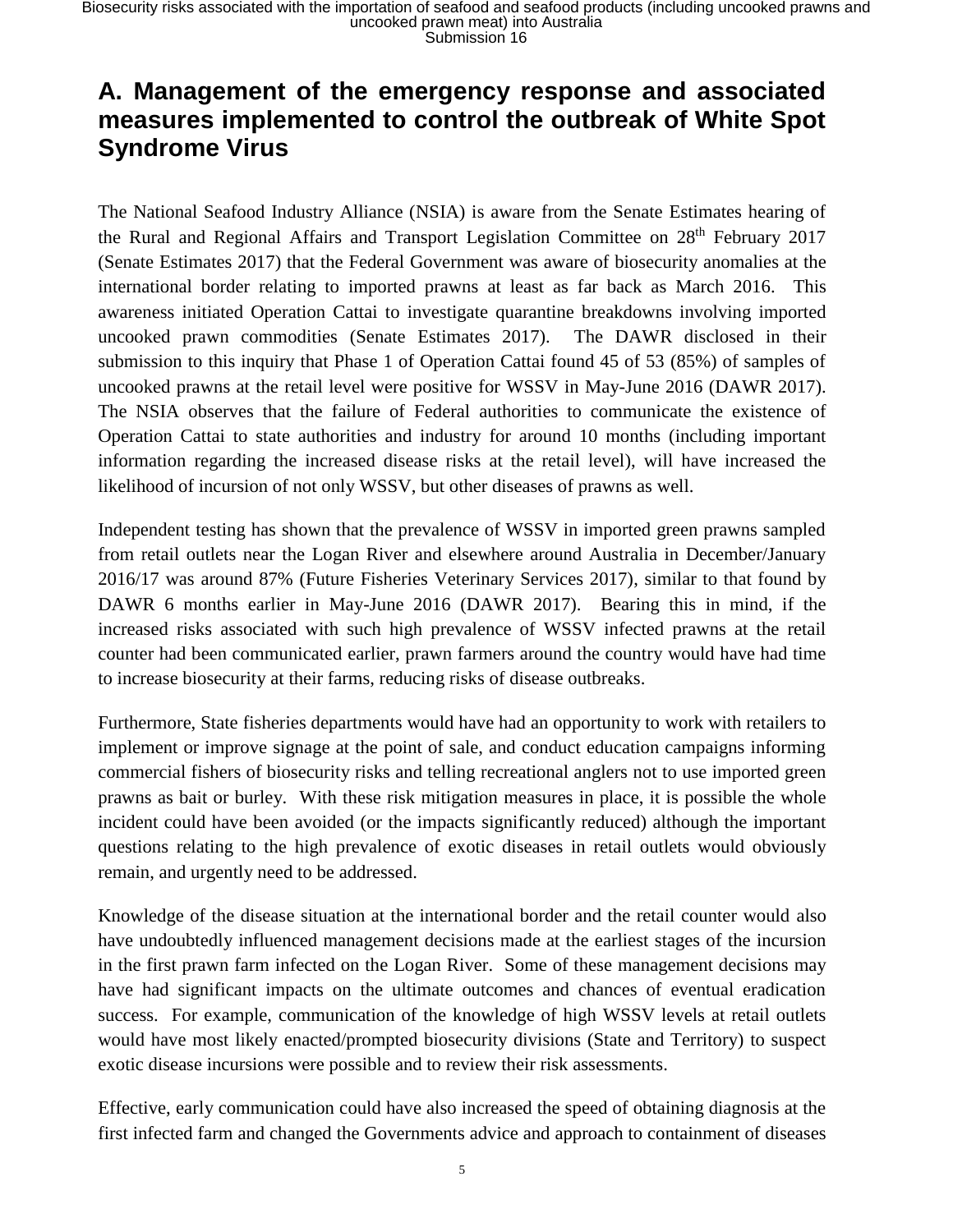# A. Management of the emergency response and associated measures implemented to control the outbreak of White Spot Syndrome Virus

The National Seafood Industry Alliance (NSIA) is aware from the Senate Estimates hearing of the Rural and Regional Affairs and Transport Legislation Committee on 28th February 2017 (Senate Estimates 2017) that the Federal Government was aware of biosecurity anomalies at the international border relating to imported prawns at least as far back as March 2016. This awareness initiated Operation Cattai to investigate quarantine breakdowns involving imported uncooked prawn commodities (Senate Estimates 2017). The DAWR disclosed in their submission to this inquiry that Phase 1 of Operation Cattai found 45 of 53 (85%) of samples of uncooked prawns at the retail level were positive for WSSV in May-June 2016 (DAWR 2017). The NSIA observes that the failure of Federal authorities to communicate the existence of Operation Cattai to state authorities and industry for around 10 months (including important information regarding the increased disease risks at the retail level), will have increased the likelihood of incursion of not only WSSV, but other diseases of prawns as well.

Independent testing has shown that the prevalence of WSSV in imported green prawns sampled from retail outlets near the Logan River and elsewhere around Australia in December/January 2016/17 was around 87% (Future Fisheries Veterinary Services 2017), similar to that found by DAWR 6 months earlier in May-June 2016 (DAWR 2017). Bearing this in mind, if the increased risks associated with such high prevalence of WSSV infected prawns at the retail counter had been communicated earlier, prawn farmers around the country would have had time to increase biosecurity at their farms, reducing risks of disease outbreaks.

Furthermore, State fisheries departments would have had an opportunity to work with retailers to implement or improve signage at the point of sale, and conduct education campaigns informing commercial fishers of biosecurity risks and telling recreational anglers not to use imported green prawns as bait or burley. With these risk mitigation measures in place, it is possible the whole incident could have been avoided (or the impacts significantly reduced) although the important questions relating to the high prevalence of exotic diseases in retail outlets would obviously remain, and urgently need to be addressed.

Knowledge of the disease situation at the international border and the retail counter would also have undoubtedly influenced management decisions made at the earliest stages of the incursion in the first prawn farm infected on the Logan River. Some of these management decisions may have had significant impacts on the ultimate outcomes and chances of eventual eradication success. For example, communication of the knowledge of high WSSV levels at retail outlets would have most likely enacted/prompted biosecurity divisions (State and Territory) to suspect exotic disease incursions were possible and to review their risk assessments.

Effective, early communication could have also increased the speed of obtaining diagnosis at the first infected farm and changed the Governments advice and approach to containment of diseases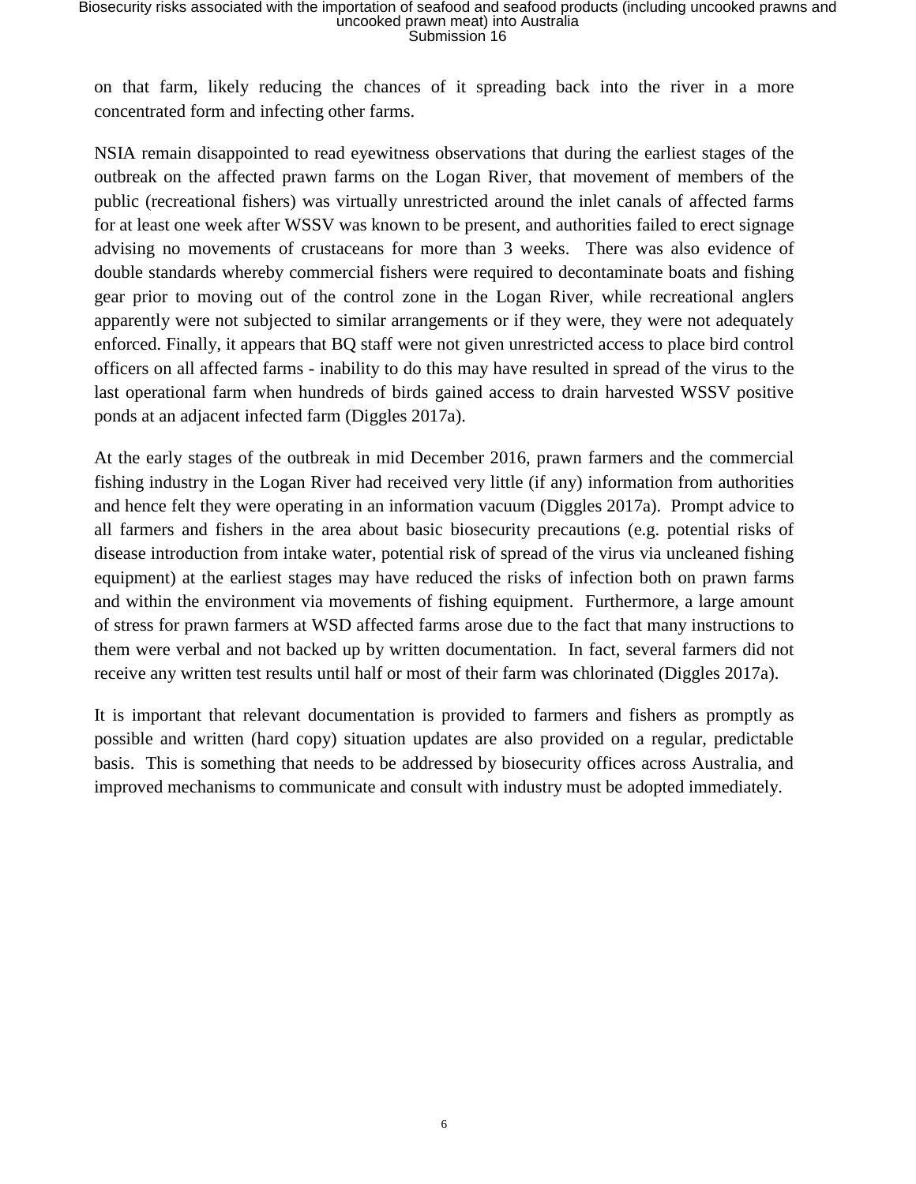on that farm, likely reducing the chances of it spreading back into the river in a more concentrated form and infecting other farms.

NSIA remain disappointed to read eyewitness observations that during the earliest stages of the outbreak on the affected prawn farms on the Logan River, that movement of members of the public (recreational fishers) was virtually unrestricted around the inlet canals of affected farms for at least one week after WSSV was known to be present, and authorities failed to erect signage advising no movements of crustaceans for more than 3 weeks. There was also evidence of double standards whereby commercial fishers were required to decontaminate boats and fishing gear prior to moving out of the control zone in the Logan River, while recreational anglers apparently were not subjected to similar arrangements or if they were, they were not adequately enforced. Finally, it appears that BQ staff were not given unrestricted access to place bird control officers on all affected farms - inability to do this may have resulted in spread of the virus to the last operational farm when hundreds of birds gained access to drain harvested WSSV positive ponds at an adjacent infected farm (Diggles 2017a).

At the early stages of the outbreak in mid December 2016, prawn farmers and the commercial fishing industry in the Logan River had received very little (if any) information from authorities and hence felt they were operating in an information vacuum (Diggles 2017a). Prompt advice to all farmers and fishers in the area about basic biosecurity precautions (e.g. potential risks of disease introduction from intake water, potential risk of spread of the virus via uncleaned fishing equipment) at the earliest stages may have reduced the risks of infection both on prawn farms and within the environment via movements of fishing equipment. Furthermore, a large amount of stress for prawn farmers at WSD affected farms arose due to the fact that many instructions to them were verbal and not backed up by written documentation. In fact, several farmers did not receive any written test results until half or most of their farm was chlorinated (Diggles 2017a).

It is important that relevant documentation is provided to farmers and fishers as promptly as possible and written (hard copy) situation updates are also provided on a regular, predictable basis. This is something that needs to be addressed by biosecurity offices across Australia, and improved mechanisms to communicate and consult with industry must be adopted immediately.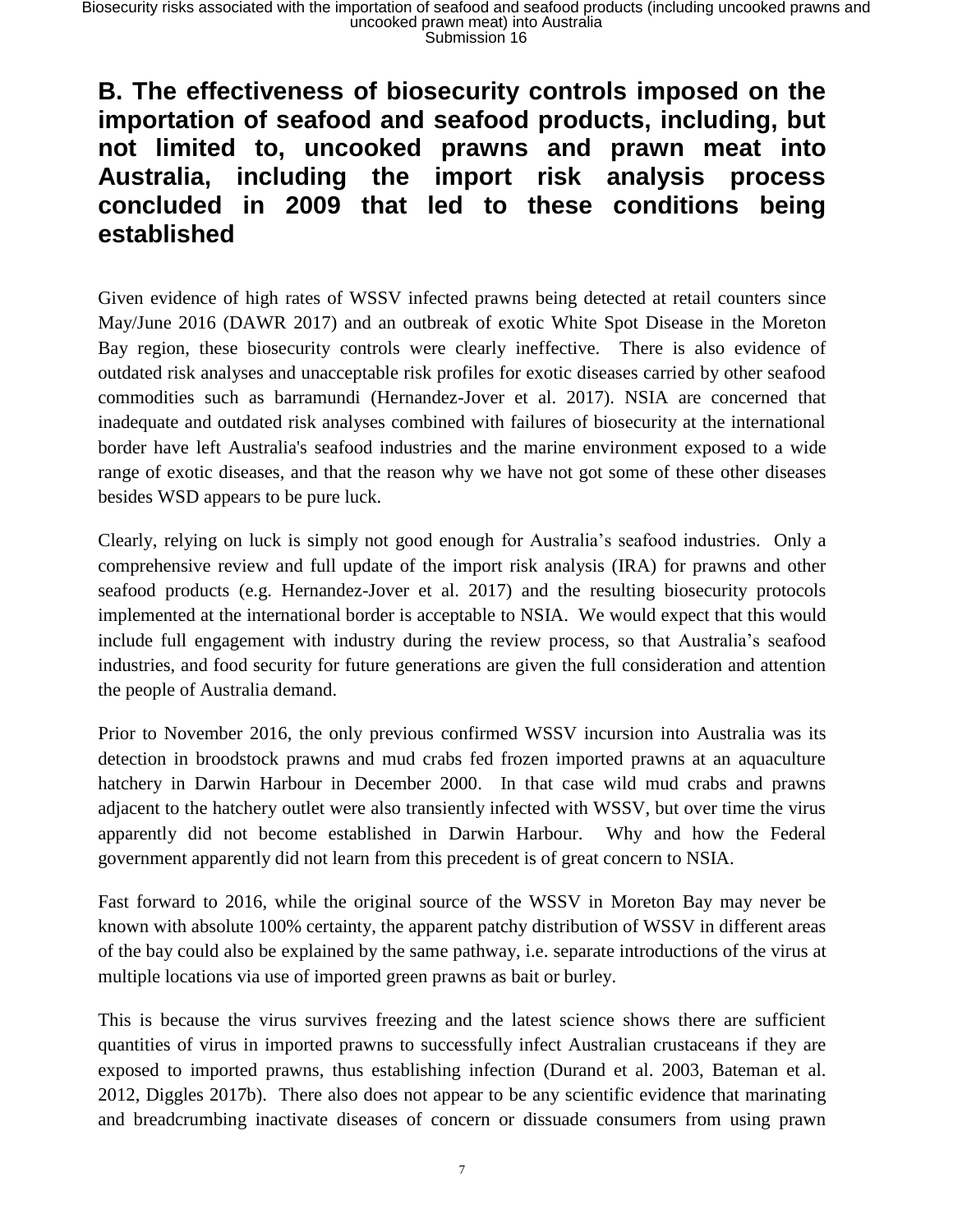# B. The effectiveness of biosecurity controls imposed on the importation of seafood and seafood products, including, but not limited to, uncooked prawns and prawn meat into Australia, including the import risk analysis process concluded in 2009 that led to these conditions being established

Given evidence of high rates of WSSV infected prawns being detected at retail counters since May/June 2016 (DAWR 2017) and an outbreak of exotic White Spot Disease in the Moreton Bay region, these biosecurity controls were clearly ineffective. There is also evidence of outdated risk analyses and unacceptable risk profiles for exotic diseases carried by other seafood commodities such as barramundi (Hernandez-Jover et al. 2017). NSIA are concerned that inadequate and outdated risk analyses combined with failures of biosecurity at the international border have left Australia's seafood industries and the marine environment exposed to a wide range of exotic diseases, and that the reason why we have not got some of these other diseases besides WSD appears to be pure luck.

Clearly, relying on luck is simply not good enough for Australia's seafood industries. Only a comprehensive review and full update of the import risk analysis (IRA) for prawns and other seafood products (e.g. Hernandez-Jover et al. 2017) and the resulting biosecurity protocols implemented at the international border is acceptable to NSIA. We would expect that this would include full engagement with industry during the review process, so that Australia's seafood industries, and food security for future generations are given the full consideration and attention the people of Australia demand.

Prior to November 2016, the only previous confirmed WSSV incursion into Australia was its detection in broodstock prawns and mud crabs fed frozen imported prawns at an aquaculture hatchery in Darwin Harbour in December 2000. In that case wild mud crabs and prawns adjacent to the hatchery outlet were also transiently infected with WSSV, but over time the virus apparently did not become established in Darwin Harbour. Why and how the Federal government apparently did not learn from this precedent is of great concern to NSIA.

Fast forward to 2016, while the original source of the WSSV in Moreton Bay may never be known with absolute 100% certainty, the apparent patchy distribution of WSSV in different areas of the bay could also be explained by the same pathway, i.e. separate introductions of the virus at multiple locations via use of imported green prawns as bait or burley.

This is because the virus survives freezing and the latest science shows there are sufficient quantities of virus in imported prawns to successfully infect Australian crustaceans if they are exposed to imported prawns, thus establishing infection (Durand et al. 2003, Bateman et al. 2012, Diggles 2017b). There also does not appear to be any scientific evidence that marinating and breadcrumbing inactivate diseases of concern or dissuade consumers from using prawn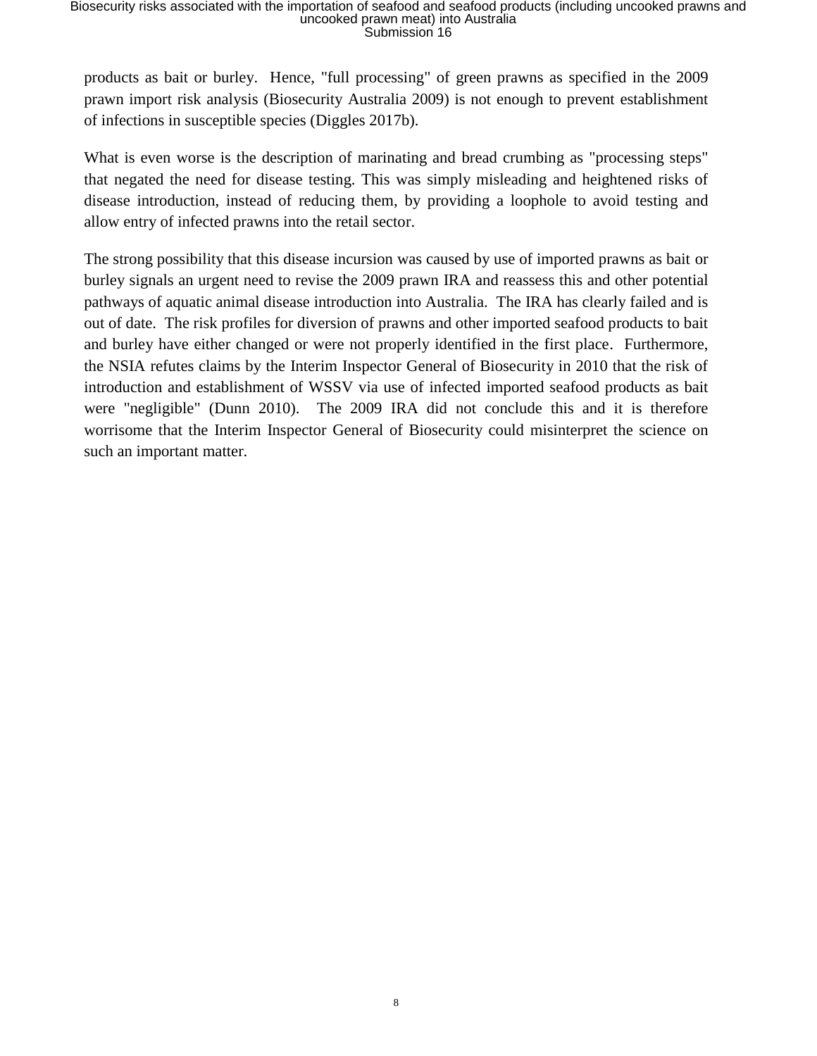products as bait or burley. Hence, "full processing" of green prawns as specified in the 2009 prawn import risk analysis (Biosecurity Australia 2009) is not enough to prevent establishment of infections in susceptible species (Diggles 2017b).

What is even worse is the description of marinating and bread crumbing as "processing steps" that negated the need for disease testing. This was simply misleading and heightened risks of disease introduction, instead of reducing them, by providing a loophole to avoid testing and allow entry of infected prawns into the retail sector.

The strong possibility that this disease incursion was caused by use of imported prawns as bait or burley signals an urgent need to revise the 2009 prawn IRA and reassess this and other potential pathways of aquatic animal disease introduction into Australia. The IRA has clearly failed and is out of date. The risk profiles for diversion of prawns and other imported seafood products to bait and burley have either changed or were not properly identified in the first place. Furthermore, the NSIA refutes claims by the Interim Inspector General of Biosecurity in 2010 that the risk of introduction and establishment of WSSV via use of infected imported seafood products as bait were "negligible" (Dunn 2010). The 2009 IRA did not conclude this and it is therefore worrisome that the Interim Inspector General of Biosecurity could misinterpret the science on such an important matter.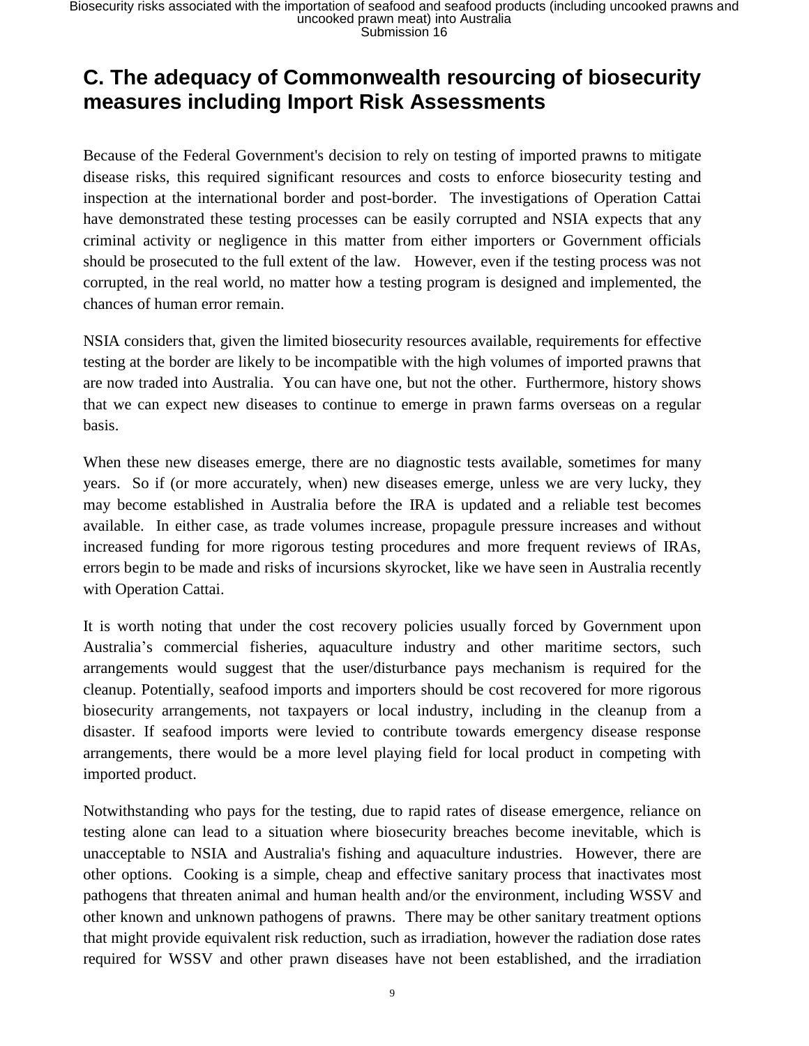## C. The adequacy of Commonwealth resourcing of biosecurity measures including Import Risk Assessments

Because of the Federal Government's decision to rely on testing of imported prawns to mitigate disease risks, this required significant resources and costs to enforce biosecurity testing and inspection at the international border and post-border. The investigations of Operation Cattai have demonstrated these testing processes can be easily corrupted and NSIA expects that any criminal activity or negligence in this matter from either importers or Government officials should be prosecuted to the full extent of the law. However, even if the testing process was not corrupted, in the real world, no matter how a testing program is designed and implemented, the chances of human error remain.

NSIA considers that, given the limited biosecurity resources available, requirements for effective testing at the border are likely to be incompatible with the high volumes of imported prawns that are now traded into Australia. You can have one, but not the other. Furthermore, history shows that we can expect new diseases to continue to emerge in prawn farms overseas on a regular basis.

When these new diseases emerge, there are no diagnostic tests available, sometimes for many years. So if (or more accurately, when) new diseases emerge, unless we are very lucky, they may become established in Australia before the IRA is updated and a reliable test becomes available. In either case, as trade volumes increase, propagule pressure increases and without increased funding for more rigorous testing procedures and more frequent reviews of IRAs, errors begin to be made and risks of incursions skyrocket, like we have seen in Australia recently with Operation Cattai.

It is worth noting that under the cost recovery policies usually forced by Government upon Australia's commercial fisheries, aquaculture industry and other maritime sectors, such arrangements would suggest that the user/disturbance pays mechanism is required for the cleanup. Potentially, seafood imports and importers should be cost recovered for more rigorous biosecurity arrangements, not taxpayers or local industry, including in the cleanup from a disaster. If seafood imports were levied to contribute towards emergency disease response arrangements, there would be a more level playing field for local product in competing with imported product.

Notwithstanding who pays for the testing, due to rapid rates of disease emergence, reliance on testing alone can lead to a situation where biosecurity breaches become inevitable, which is unacceptable to NSIA and Australia's fishing and aquaculture industries. However, there are other options. Cooking is a simple, cheap and effective sanitary process that inactivates most pathogens that threaten animal and human health and/or the environment, including WSSV and other known and unknown pathogens of prawns. There may be other sanitary treatment options that might provide equivalent risk reduction, such as irradiation, however the radiation dose rates required for WSSV and other prawn diseases have not been established, and the irradiation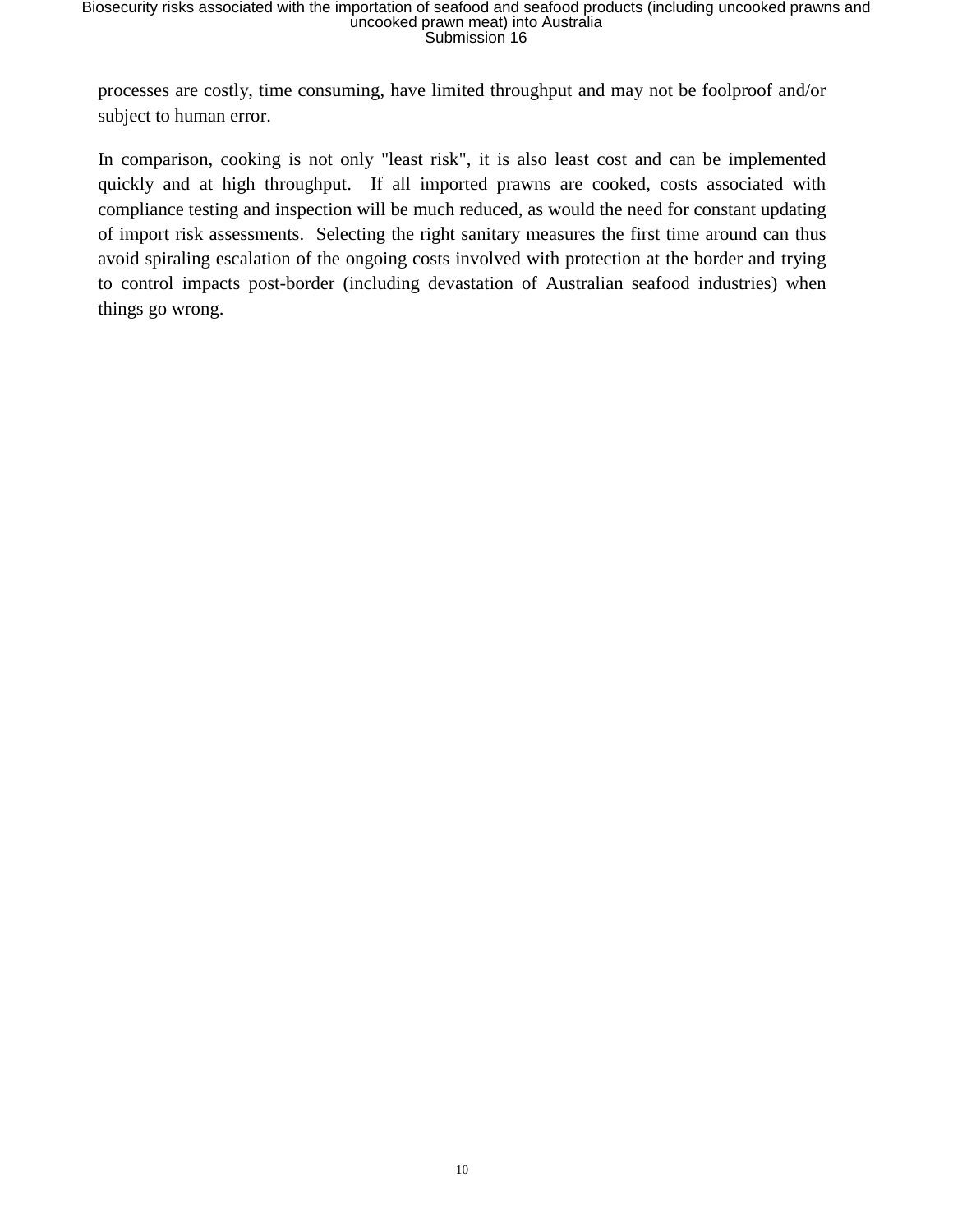processes are costly, time consuming, have limited throughput and may not be foolproof and/or subject to human error.

In comparison, cooking is not only "least risk", it is also least cost and can be implemented quickly and at high throughput. If all imported prawns are cooked, costs associated with compliance testing and inspection will be much reduced, as would the need for constant updating of import risk assessments. Selecting the right sanitary measures the first time around can thus avoid spiraling escalation of the ongoing costs involved with protection at the border and trying to control impacts post-border (including devastation of Australian seafood industries) when things go wrong.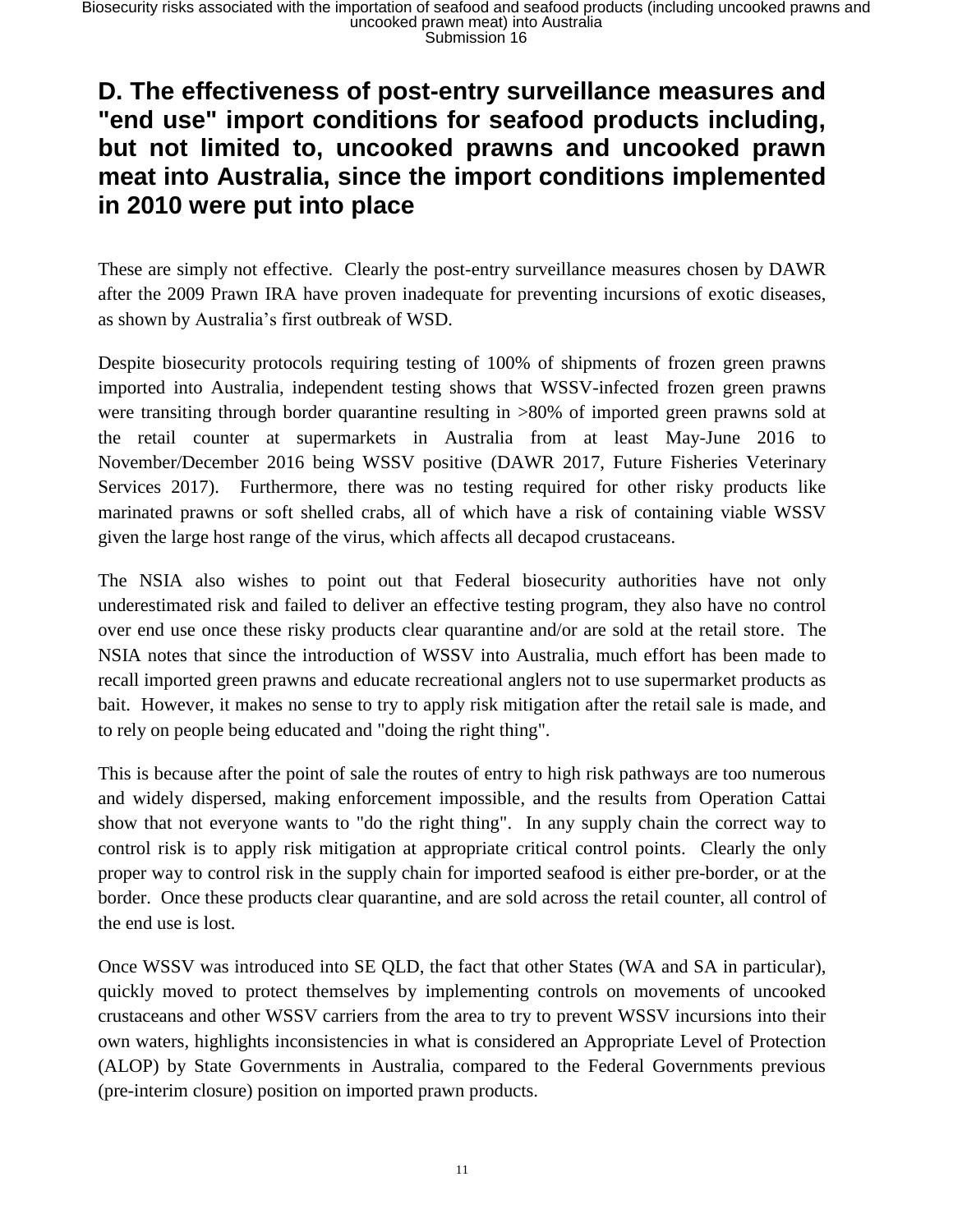## D. The effectiveness of post-entry surveillance measures and "end use" import conditions for seafood products including, but not limited to, uncooked prawns and uncooked prawn meat into Australia, since the import conditions implemented in 2010 were put into place

These are simply not effective. Clearly the post-entry surveillance measures chosen by DAWR after the 2009 Prawn IRA have proven inadequate for preventing incursions of exotic diseases, as shown by Australia's first outbreak of WSD.

Despite biosecurity protocols requiring testing of 100% of shipments of frozen green prawns imported into Australia, independent testing shows that WSSV-infected frozen green prawns were transiting through border quarantine resulting in >80% of imported green prawns sold at the retail counter at supermarkets in Australia from at least May-June 2016 to November/December 2016 being WSSV positive (DAWR 2017, Future Fisheries Veterinary Services 2017). Furthermore, there was no testing required for other risky products like marinated prawns or soft shelled crabs, all of which have a risk of containing viable WSSV given the large host range of the virus, which affects all decapod crustaceans.

The NSIA also wishes to point out that Federal biosecurity authorities have not only underestimated risk and failed to deliver an effective testing program, they also have no control over end use once these risky products clear quarantine and/or are sold at the retail store. The NSIA notes that since the introduction of WSSV into Australia, much effort has been made to recall imported green prawns and educate recreational anglers not to use supermarket products as bait. However, it makes no sense to try to apply risk mitigation after the retail sale is made, and to rely on people being educated and "doing the right thing".

This is because after the point of sale the routes of entry to high risk pathways are too numerous and widely dispersed, making enforcement impossible, and the results from Operation Cattai show that not everyone wants to "do the right thing". In any supply chain the correct way to control risk is to apply risk mitigation at appropriate critical control points. Clearly the only proper way to control risk in the supply chain for imported seafood is either pre-border, or at the border. Once these products clear quarantine, and are sold across the retail counter, all control of the end use is lost.

Once WSSV was introduced into SE QLD, the fact that other States (WA and SA in particular), quickly moved to protect themselves by implementing controls on movements of uncooked crustaceans and other WSSV carriers from the area to try to prevent WSSV incursions into their own waters, highlights inconsistencies in what is considered an Appropriate Level of Protection (ALOP) by State Governments in Australia, compared to the Federal Governments previous (pre-interim closure) position on imported prawn products.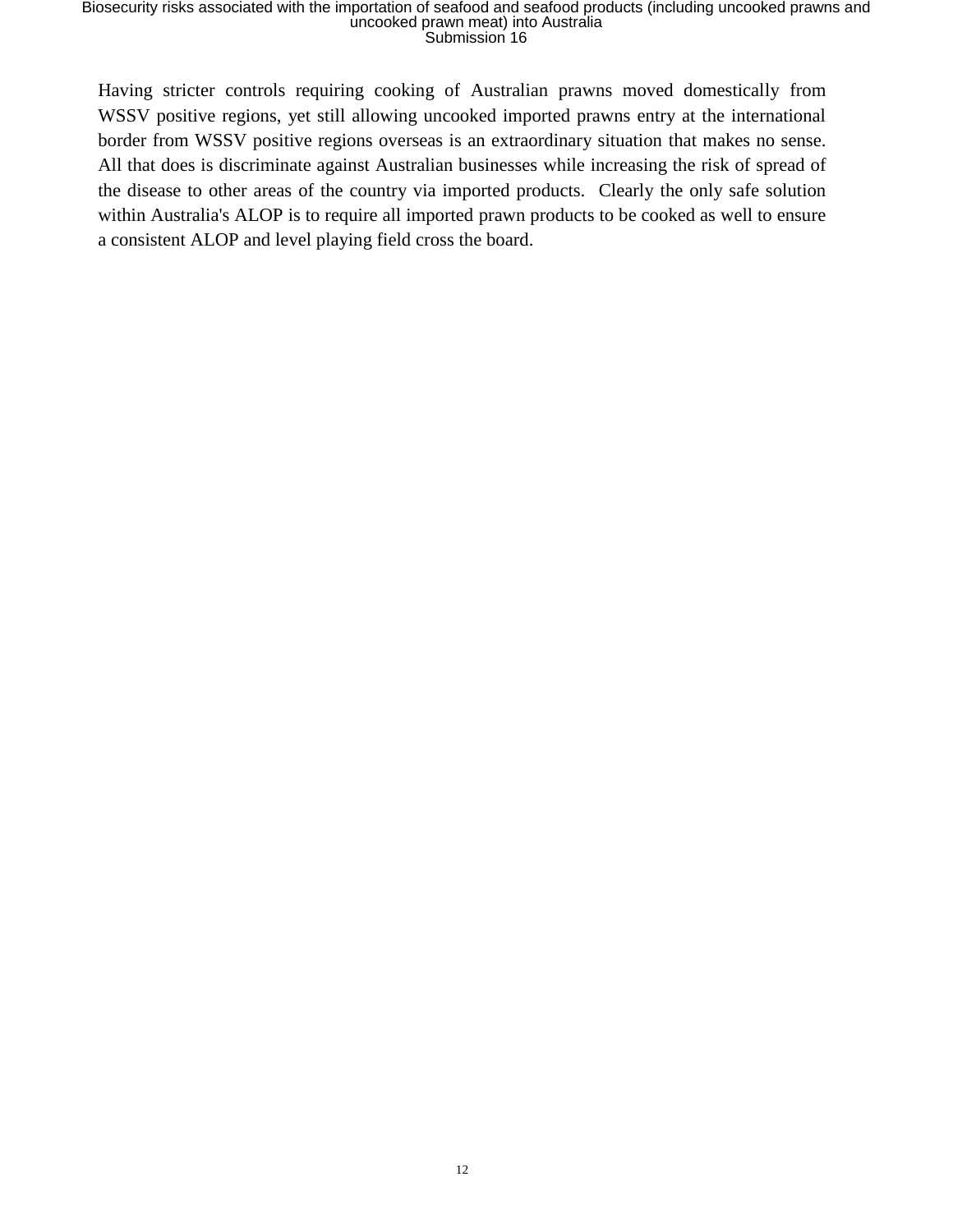Having stricter controls requiring cooking of Australian prawns moved domestically from WSSV positive regions, yet still allowing uncooked imported prawns entry at the international border from WSSV positive regions overseas is an extraordinary situation that makes no sense. All that does is discriminate against Australian businesses while increasing the risk of spread of the disease to other areas of the country via imported products. Clearly the only safe solution within Australia's ALOP is to require all imported prawn products to be cooked as well to ensure a consistent ALOP and level playing field cross the board.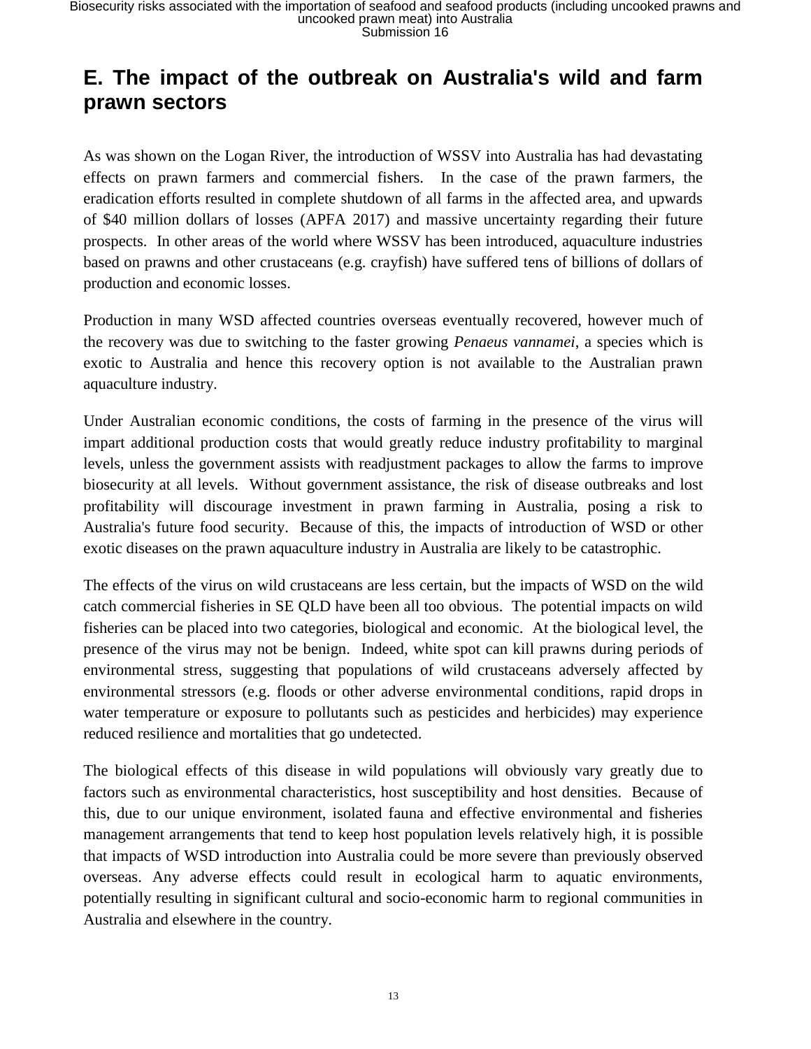## E. The impact of the outbreak on Australia's wild and farm prawn sectors

As was shown on the Logan River, the introduction of WSSV into Australia has had devastating effects on prawn farmers and commercial fishers. In the case of the prawn farmers, the eradication efforts resulted in complete shutdown of all farms in the affected area, and upwards of $40 million dollars of losses (APFA 2017) and massive uncertainty regarding their future prospects. In other areas of the world where WSSV has been introduced, aquaculture industries based on prawns and other crustaceans (e.g. crayfish) have suffered tens of billions of dollars of production and economic losses.

Production in many WSD affected countries overseas eventually recovered, however much of the recovery was due to switching to the faster growing *Penaeus vannamei*, a species which is exotic to Australia and hence this recovery option is not available to the Australian prawn aquaculture industry.

Under Australian economic conditions, the costs of farming in the presence of the virus will impart additional production costs that would greatly reduce industry profitability to marginal levels, unless the government assists with readjustment packages to allow the farms to improve biosecurity at all levels. Without government assistance, the risk of disease outbreaks and lost profitability will discourage investment in prawn farming in Australia, posing a risk to Australia's future food security. Because of this, the impacts of introduction of WSD or other exotic diseases on the prawn aquaculture industry in Australia are likely to be catastrophic.

The effects of the virus on wild crustaceans are less certain, but the impacts of WSD on the wild catch commercial fisheries in SE QLD have been all too obvious. The potential impacts on wild fisheries can be placed into two categories, biological and economic. At the biological level, the presence of the virus may not be benign. Indeed, white spot can kill prawns during periods of environmental stress, suggesting that populations of wild crustaceans adversely affected by environmental stressors (e.g. floods or other adverse environmental conditions, rapid drops in water temperature or exposure to pollutants such as pesticides and herbicides) may experience reduced resilience and mortalities that go undetected.

The biological effects of this disease in wild populations will obviously vary greatly due to factors such as environmental characteristics, host susceptibility and host densities. Because of this, due to our unique environment, isolated fauna and effective environmental and fisheries management arrangements that tend to keep host population levels relatively high, it is possible that impacts of WSD introduction into Australia could be more severe than previously observed overseas. Any adverse effects could result in ecological harm to aquatic environments, potentially resulting in significant cultural and socio-economic harm to regional communities in Australia and elsewhere in the country.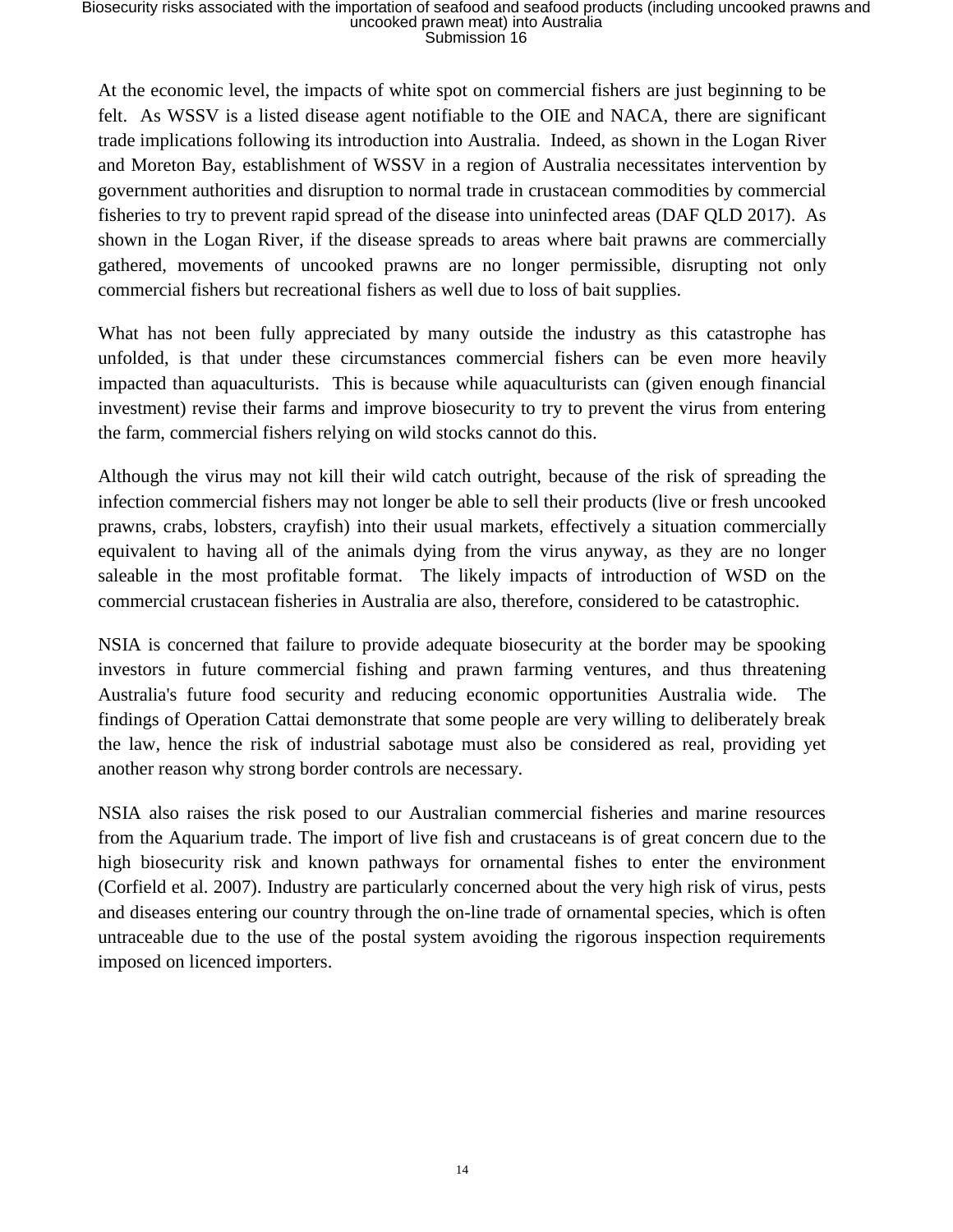At the economic level, the impacts of white spot on commercial fishers are just beginning to be felt. As WSSV is a listed disease agent notifiable to the OIE and NACA, there are significant trade implications following its introduction into Australia. Indeed, as shown in the Logan River and Moreton Bay, establishment of WSSV in a region of Australia necessitates intervention by government authorities and disruption to normal trade in crustacean commodities by commercial fisheries to try to prevent rapid spread of the disease into uninfected areas (DAF QLD 2017). As shown in the Logan River, if the disease spreads to areas where bait prawns are commercially gathered, movements of uncooked prawns are no longer permissible, disrupting not only commercial fishers but recreational fishers as well due to loss of bait supplies.

What has not been fully appreciated by many outside the industry as this catastrophe has unfolded, is that under these circumstances commercial fishers can be even more heavily impacted than aquaculturists. This is because while aquaculturists can (given enough financial investment) revise their farms and improve biosecurity to try to prevent the virus from entering the farm, commercial fishers relying on wild stocks cannot do this.

Although the virus may not kill their wild catch outright, because of the risk of spreading the infection commercial fishers may not longer be able to sell their products (live or fresh uncooked prawns, crabs, lobsters, crayfish) into their usual markets, effectively a situation commercially equivalent to having all of the animals dying from the virus anyway, as they are no longer saleable in the most profitable format. The likely impacts of introduction of WSD on the commercial crustacean fisheries in Australia are also, therefore, considered to be catastrophic.

NSIA is concerned that failure to provide adequate biosecurity at the border may be spooking investors in future commercial fishing and prawn farming ventures, and thus threatening Australia's future food security and reducing economic opportunities Australia wide. The findings of Operation Cattai demonstrate that some people are very willing to deliberately break the law, hence the risk of industrial sabotage must also be considered as real, providing yet another reason why strong border controls are necessary.

NSIA also raises the risk posed to our Australian commercial fisheries and marine resources from the Aquarium trade. The import of live fish and crustaceans is of great concern due to the high biosecurity risk and known pathways for ornamental fishes to enter the environment (Corfield et al. 2007). Industry are particularly concerned about the very high risk of virus, pests and diseases entering our country through the on-line trade of ornamental species, which is often untraceable due to the use of the postal system avoiding the rigorous inspection requirements imposed on licenced importers.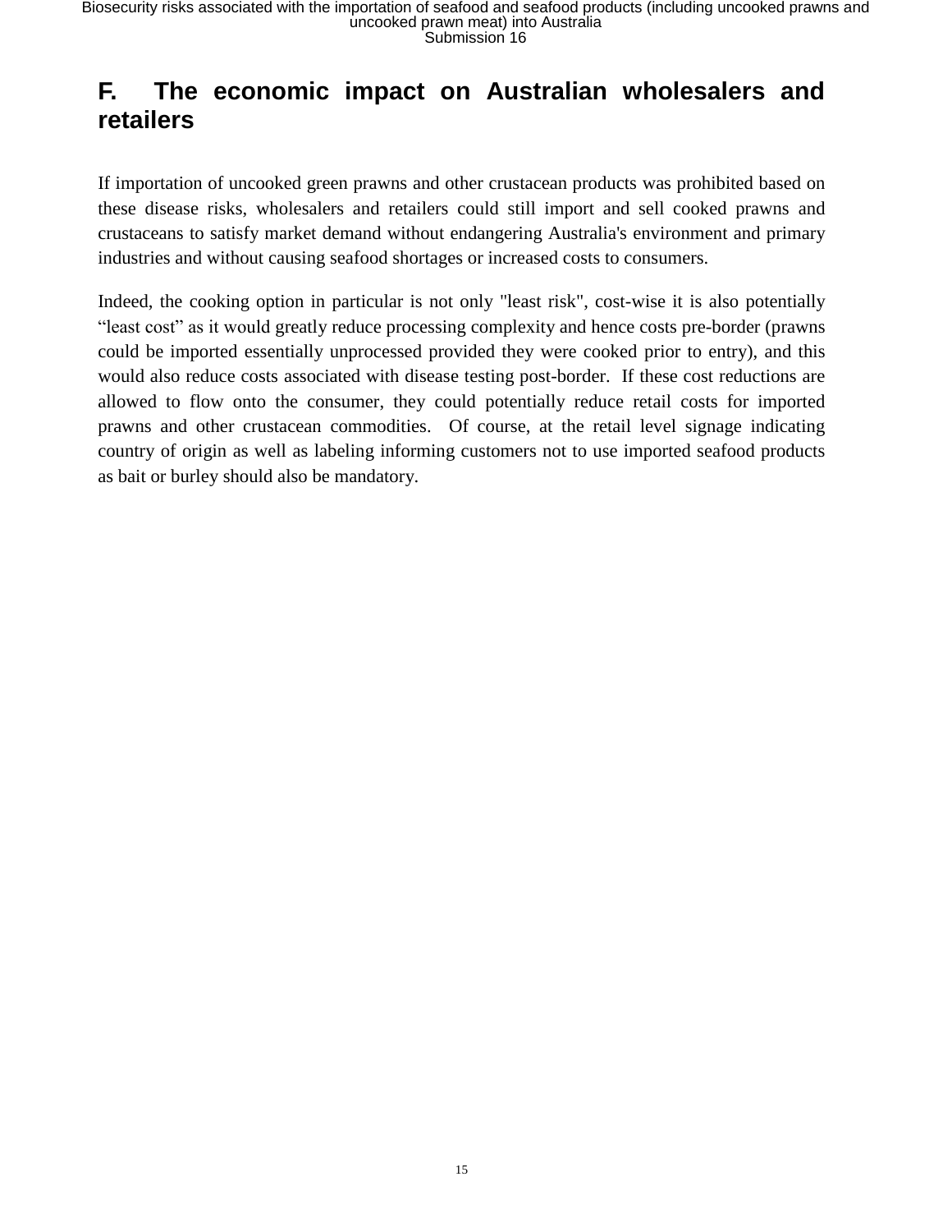## F. The economic impact on Australian wholesalers and retailers

If importation of uncooked green prawns and other crustacean products was prohibited based on these disease risks, wholesalers and retailers could still import and sell cooked prawns and crustaceans to satisfy market demand without endangering Australia's environment and primary industries and without causing seafood shortages or increased costs to consumers.

Indeed, the cooking option in particular is not only "least risk", cost-wise it is also potentially “least cost” as it would greatly reduce processing complexity and hence costs pre-border (prawns could be imported essentially unprocessed provided they were cooked prior to entry), and this would also reduce costs associated with disease testing post-border. If these cost reductions are allowed to flow onto the consumer, they could potentially reduce retail costs for imported prawns and other crustacean commodities. Of course, at the retail level signage indicating country of origin as well as labeling informing customers not to use imported seafood products as bait or burley should also be mandatory.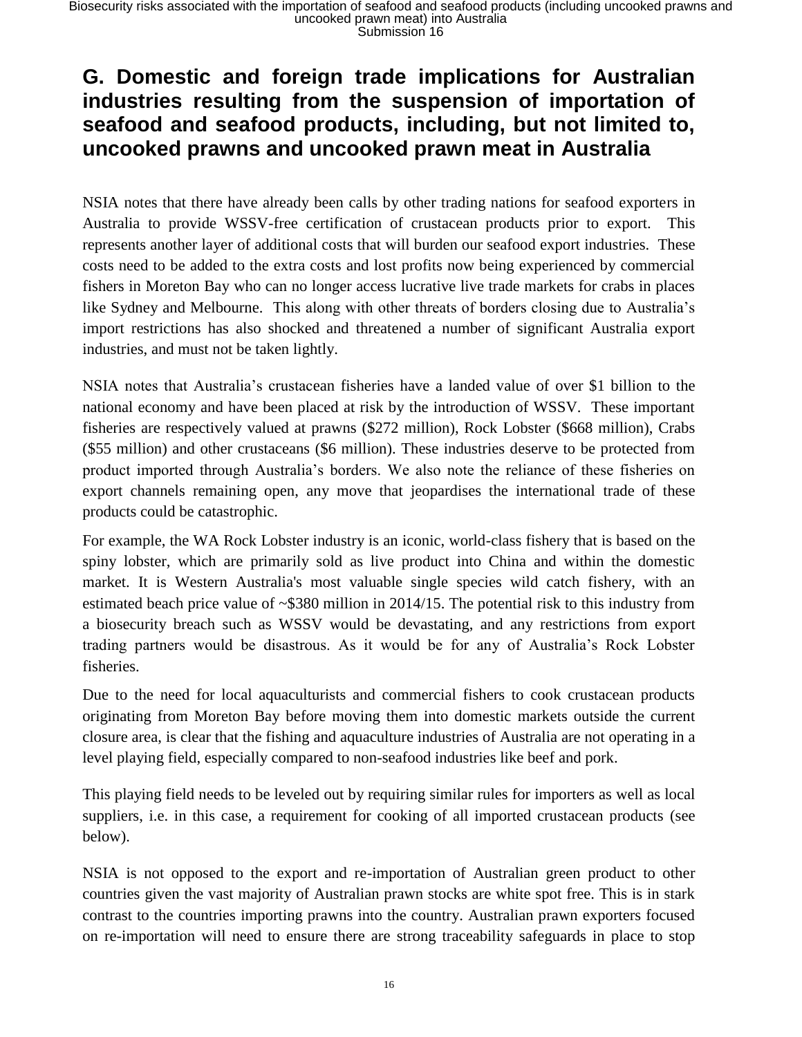## G. Domestic and foreign trade implications for Australian industries resulting from the suspension of importation of seafood and seafood products, including, but not limited to, uncooked prawns and uncooked prawn meat in Australia

NSIA notes that there have already been calls by other trading nations for seafood exporters in Australia to provide WSSV-free certification of crustacean products prior to export. This represents another layer of additional costs that will burden our seafood export industries. These costs need to be added to the extra costs and lost profits now being experienced by commercial fishers in Moreton Bay who can no longer access lucrative live trade markets for crabs in places like Sydney and Melbourne. This along with other threats of borders closing due to Australia's import restrictions has also shocked and threatened a number of significant Australia export industries, and must not be taken lightly.

NSIA notes that Australia's crustacean fisheries have a landed value of over $1 billion to the national economy and have been placed at risk by the introduction of WSSV. These important fisheries are respectively valued at prawns ($272 million), Rock Lobster ($668 million), Crabs ($55 million) and other crustaceans ($6 million). These industries deserve to be protected from product imported through Australia's borders. We also note the reliance of these fisheries on export channels remaining open, any move that jeopardises the international trade of these products could be catastrophic.

For example, the WA Rock Lobster industry is an iconic, world-class fishery that is based on the spiny lobster, which are primarily sold as live product into China and within the domestic market. It is Western Australia's most valuable single species wild catch fishery, with an estimated beach price value of ~$380 million in 2014/15. The potential risk to this industry from a biosecurity breach such as WSSV would be devastating, and any restrictions from export trading partners would be disastrous. As it would be for any of Australia's Rock Lobster fisheries.

Due to the need for local aquaculturists and commercial fishers to cook crustacean products originating from Moreton Bay before moving them into domestic markets outside the current closure area, is clear that the fishing and aquaculture industries of Australia are not operating in a level playing field, especially compared to non-seafood industries like beef and pork.

This playing field needs to be leveled out by requiring similar rules for importers as well as local suppliers, i.e. in this case, a requirement for cooking of all imported crustacean products (see below).

NSIA is not opposed to the export and re-importation of Australian green product to other countries given the vast majority of Australian prawn stocks are white spot free. This is in stark contrast to the countries importing prawns into the country. Australian prawn exporters focused on re-importation will need to ensure there are strong traceability safeguards in place to stop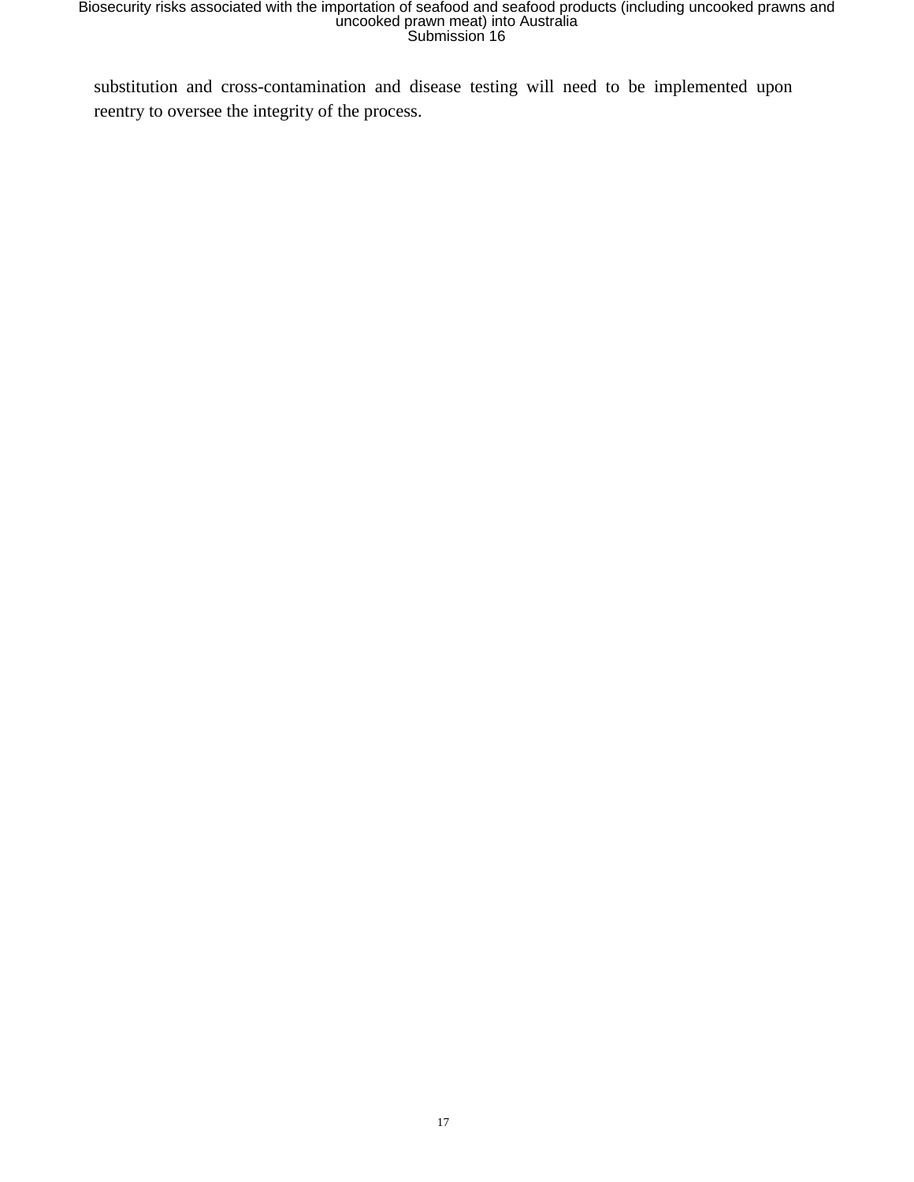substitution and cross-contamination and disease testing will need to be implemented upon reentry to oversee the integrity of the process.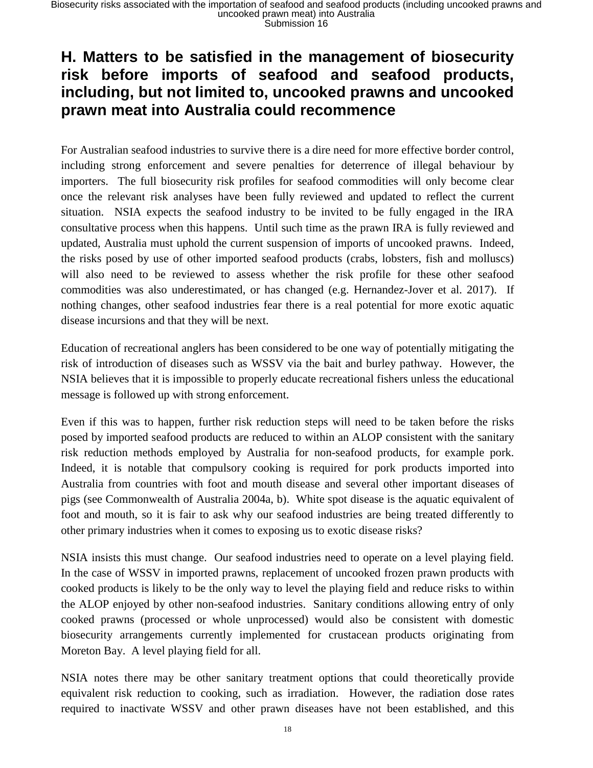## H. Matters to be satisfied in the management of biosecurity risk before imports of seafood and seafood products, including, but not limited to, uncooked prawns and uncooked prawn meat into Australia could recommence

For Australian seafood industries to survive there is a dire need for more effective border control, including strong enforcement and severe penalties for deterrence of illegal behaviour by importers. The full biosecurity risk profiles for seafood commodities will only become clear once the relevant risk analyses have been fully reviewed and updated to reflect the current situation. NSIA expects the seafood industry to be invited to be fully engaged in the IRA consultative process when this happens. Until such time as the prawn IRA is fully reviewed and updated, Australia must uphold the current suspension of imports of uncooked prawns. Indeed, the risks posed by use of other imported seafood products (crabs, lobsters, fish and molluscs) will also need to be reviewed to assess whether the risk profile for these other seafood commodities was also underestimated, or has changed (e.g. Hernandez-Jover et al. 2017). If nothing changes, other seafood industries fear there is a real potential for more exotic aquatic disease incursions and that they will be next.

Education of recreational anglers has been considered to be one way of potentially mitigating the risk of introduction of diseases such as WSSV via the bait and burley pathway. However, the NSIA believes that it is impossible to properly educate recreational fishers unless the educational message is followed up with strong enforcement.

Even if this was to happen, further risk reduction steps will need to be taken before the risks posed by imported seafood products are reduced to within an ALOP consistent with the sanitary risk reduction methods employed by Australia for non-seafood products, for example pork. Indeed, it is notable that compulsory cooking is required for pork products imported into Australia from countries with foot and mouth disease and several other important diseases of pigs (see Commonwealth of Australia 2004a, b). White spot disease is the aquatic equivalent of foot and mouth, so it is fair to ask why our seafood industries are being treated differently to other primary industries when it comes to exposing us to exotic disease risks?

NSIA insists this must change. Our seafood industries need to operate on a level playing field. In the case of WSSV in imported prawns, replacement of uncooked frozen prawn products with cooked products is likely to be the only way to level the playing field and reduce risks to within the ALOP enjoyed by other non-seafood industries. Sanitary conditions allowing entry of only cooked prawns (processed or whole unprocessed) would also be consistent with domestic biosecurity arrangements currently implemented for crustacean products originating from Moreton Bay. A level playing field for all.

NSIA notes there may be other sanitary treatment options that could theoretically provide equivalent risk reduction to cooking, such as irradiation. However, the radiation dose rates required to inactivate WSSV and other prawn diseases have not been established, and this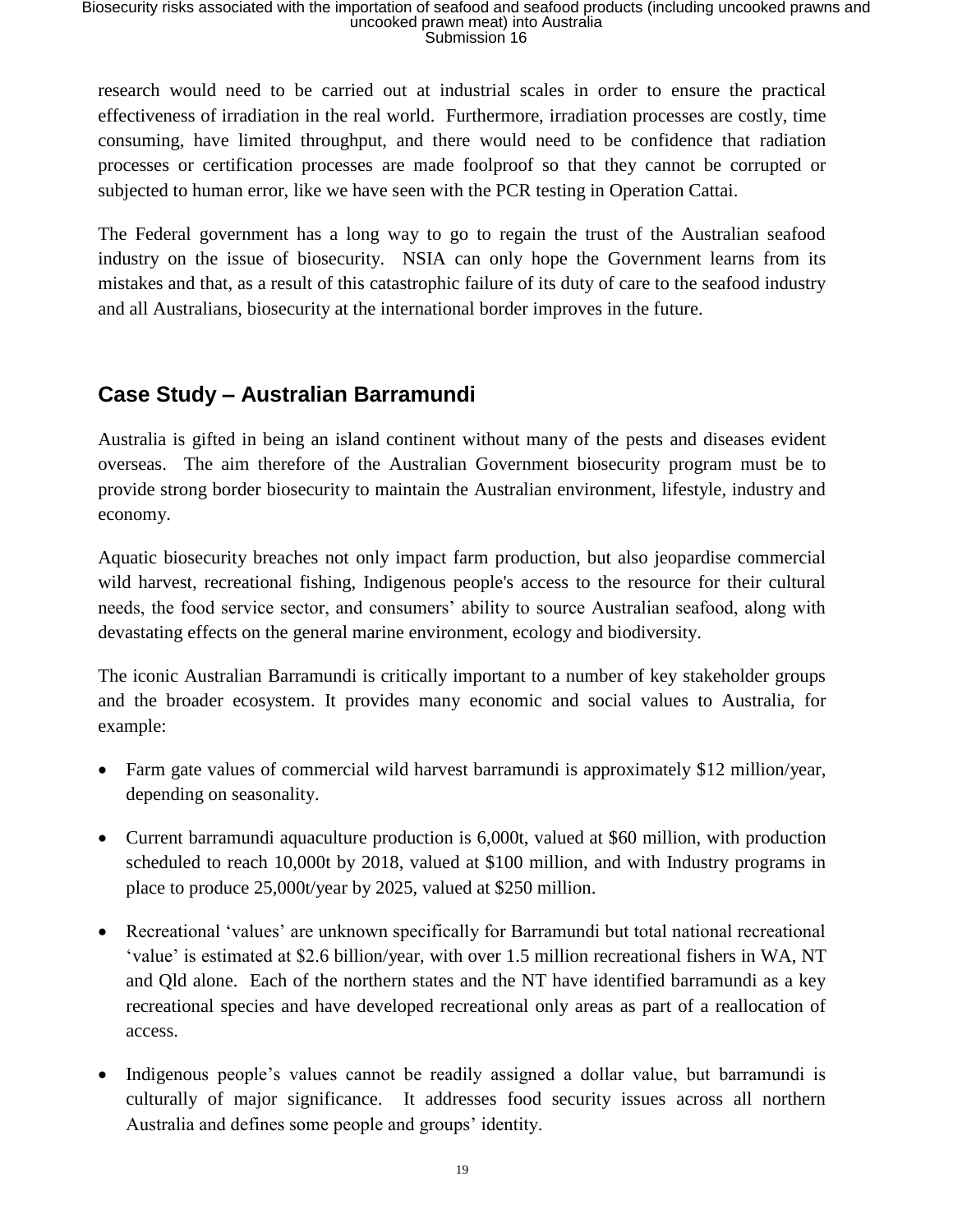research would need to be carried out at industrial scales in order to ensure the practical effectiveness of irradiation in the real world. Furthermore, irradiation processes are costly, time consuming, have limited throughput, and there would need to be confidence that radiation processes or certification processes are made foolproof so that they cannot be corrupted or subjected to human error, like we have seen with the PCR testing in Operation Cattai.

The Federal government has a long way to go to regain the trust of the Australian seafood industry on the issue of biosecurity. NSIA can only hope the Government learns from its mistakes and that, as a result of this catastrophic failure of its duty of care to the seafood industry and all Australians, biosecurity at the international border improves in the future.

## Case Study – Australian Barramundi

Australia is gifted in being an island continent without many of the pests and diseases evident overseas. The aim therefore of the Australian Government biosecurity program must be to provide strong border biosecurity to maintain the Australian environment, lifestyle, industry and economy.

Aquatic biosecurity breaches not only impact farm production, but also jeopardise commercial wild harvest, recreational fishing, Indigenous people's access to the resource for their cultural needs, the food service sector, and consumers' ability to source Australian seafood, along with devastating effects on the general marine environment, ecology and biodiversity.

The iconic Australian Barramundi is critically important to a number of key stakeholder groups and the broader ecosystem. It provides many economic and social values to Australia, for example:

- Farm gate values of commercial wild harvest barramundi is approximately $12 million/year, depending on seasonality.
- Current barramundi aquaculture production is 6,000t, valued at $60 million, with production scheduled to reach 10,000t by 2018, valued at $100 million, and with Industry programs in place to produce 25,000t/year by 2025, valued at $250 million.
- Recreational 'values' are unknown specifically for Barramundi but total national recreational 'value' is estimated at $2.6 billion/year, with over 1.5 million recreational fishers in WA, NT and Qld alone. Each of the northern states and the NT have identified barramundi as a key recreational species and have developed recreational only areas as part of a reallocation of access.
- Indigenous people's values cannot be readily assigned a dollar value, but barramundi is culturally of major significance. It addresses food security issues across all northern Australia and defines some people and groups' identity.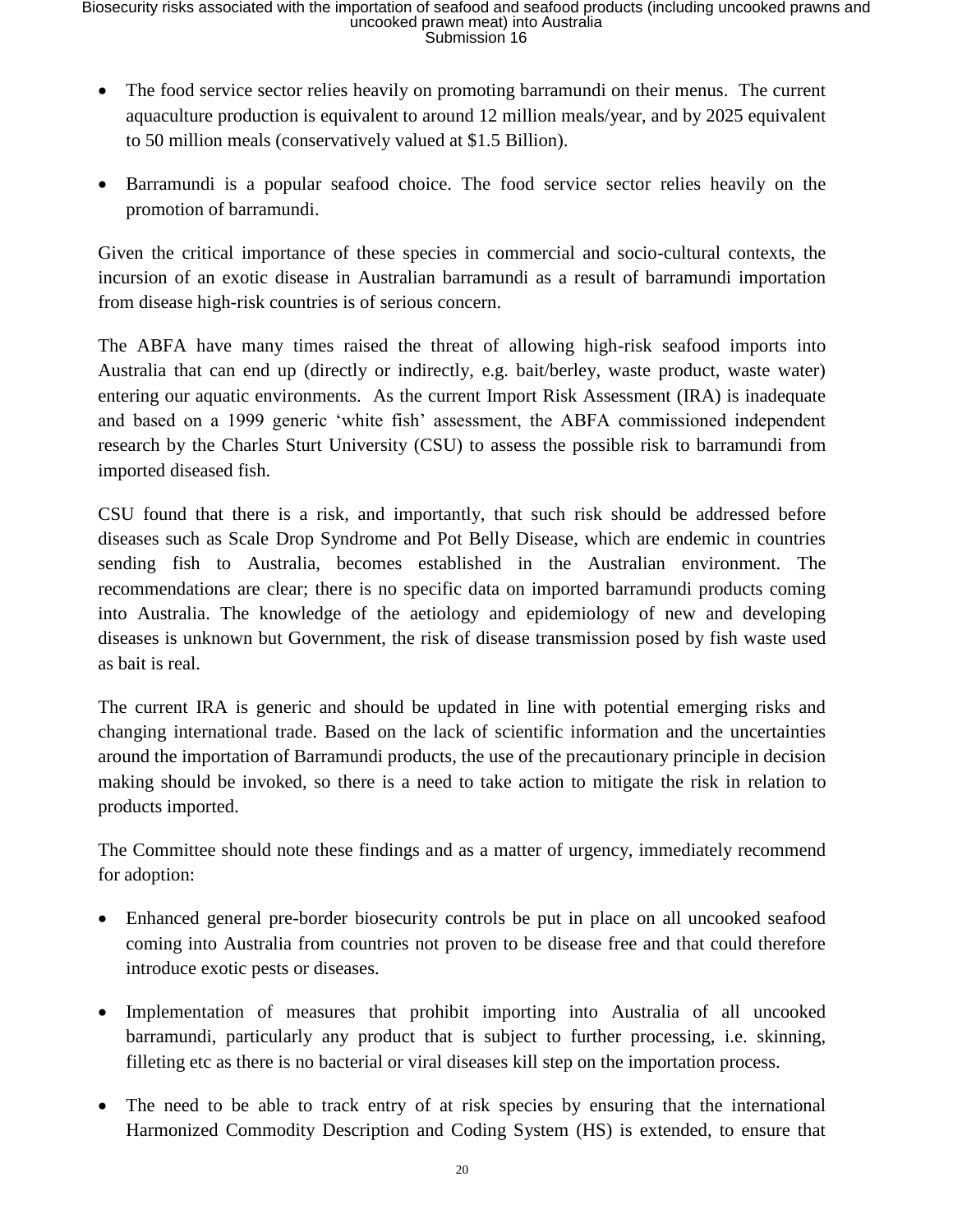- The food service sector relies heavily on promoting barramundi on their menus. The current aquaculture production is equivalent to around 12 million meals/year, and by 2025 equivalent to 50 million meals (conservatively valued at $1.5 Billion).

- Barramundi is a popular seafood choice. The food service sector relies heavily on the promotion of barramundi.

Given the critical importance of these species in commercial and socio-cultural contexts, the incursion of an exotic disease in Australian barramundi as a result of barramundi importation from disease high-risk countries is of serious concern.

The ABFA have many times raised the threat of allowing high-risk seafood imports into Australia that can end up (directly or indirectly, e.g. bait/berley, waste product, waste water) entering our aquatic environments. As the current Import Risk Assessment (IRA) is inadequate and based on a 1999 generic 'white fish' assessment, the ABFA commissioned independent research by the Charles Sturt University (CSU) to assess the possible risk to barramundi from imported diseased fish.

CSU found that there is a risk, and importantly, that such risk should be addressed before diseases such as Scale Drop Syndrome and Pot Belly Disease, which are endemic in countries sending fish to Australia, becomes established in the Australian environment. The recommendations are clear; there is no specific data on imported barramundi products coming into Australia. The knowledge of the aetiology and epidemiology of new and developing diseases is unknown but Government, the risk of disease transmission posed by fish waste used as bait is real.

The current IRA is generic and should be updated in line with potential emerging risks and changing international trade. Based on the lack of scientific information and the uncertainties around the importation of Barramundi products, the use of the precautionary principle in decision making should be invoked, so there is a need to take action to mitigate the risk in relation to products imported.

The Committee should note these findings and as a matter of urgency, immediately recommend for adoption:

- Enhanced general pre-border biosecurity controls be put in place on all uncooked seafood coming into Australia from countries not proven to be disease free and that could therefore introduce exotic pests or diseases.

- Implementation of measures that prohibit importing into Australia of all uncooked barramundi, particularly any product that is subject to further processing, i.e. skinning, filleting etc as there is no bacterial or viral diseases kill step on the importation process.

- The need to be able to track entry of at risk species by ensuring that the international Harmonized Commodity Description and Coding System (HS) is extended, to ensure that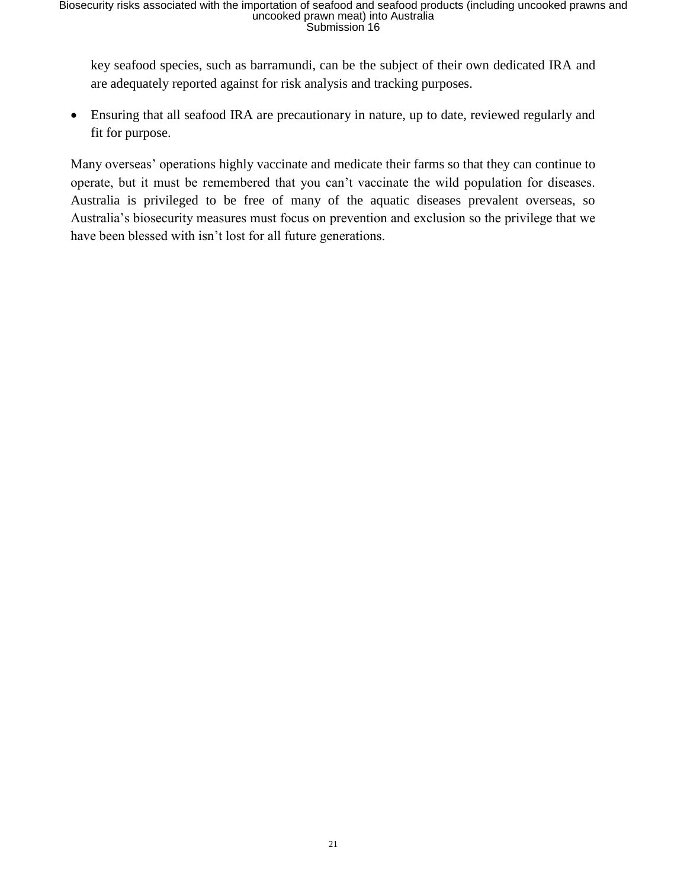key seafood species, such as barramundi, can be the subject of their own dedicated IRA and are adequately reported against for risk analysis and tracking purposes.

- Ensuring that all seafood IRA are precautionary in nature, up to date, reviewed regularly and fit for purpose.

Many overseas' operations highly vaccinate and medicate their farms so that they can continue to operate, but it must be remembered that you can't vaccinate the wild population for diseases. Australia is privileged to be free of many of the aquatic diseases prevalent overseas, so Australia's biosecurity measures must focus on prevention and exclusion so the privilege that we have been blessed with isn't lost for all future generations.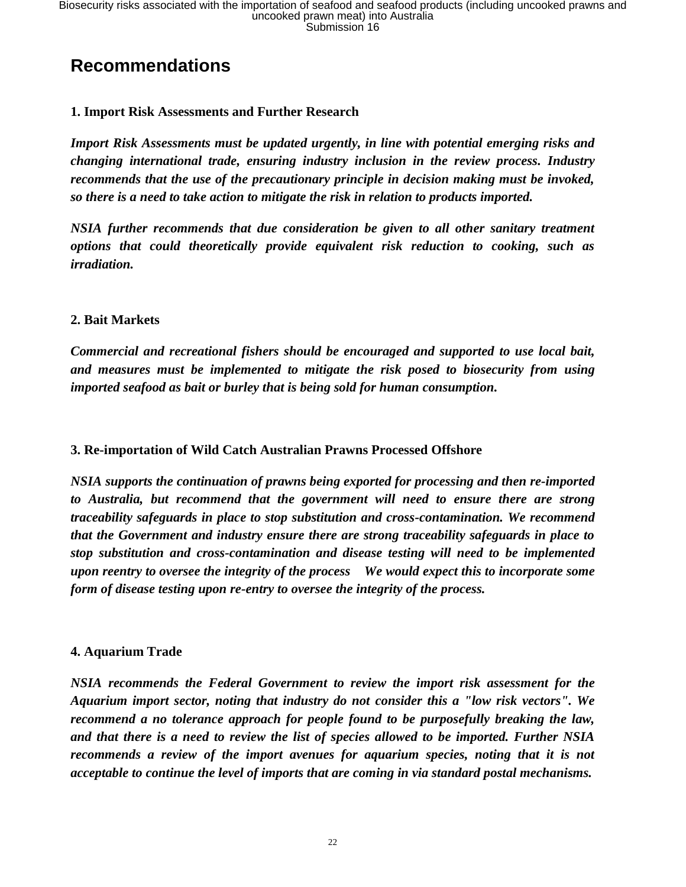## Recommendations

### 1. Import Risk Assessments and Further Research

***Import Risk Assessments must be updated urgently, in line with potential emerging risks and changing international trade, ensuring industry inclusion in the review process. Industry recommends that the use of the precautionary principle in decision making must be invoked, so there is a need to take action to mitigate the risk in relation to products imported.***

***NSIA further recommends that due consideration be given to all other sanitary treatment options that could theoretically provide equivalent risk reduction to cooking, such as irradiation.***

### 2. Bait Markets

***Commercial and recreational fishers should be encouraged and supported to use local bait, and measures must be implemented to mitigate the risk posed to biosecurity from using imported seafood as bait or burley that is being sold for human consumption.***

### 3. Re-importation of Wild Catch Australian Prawns Processed Offshore

***NSIA supports the continuation of prawns being exported for processing and then re-imported to Australia, but recommend that the government will need to ensure there are strong traceability safeguards in place to stop substitution and cross-contamination. We recommend that the Government and industry ensure there are strong traceability safeguards in place to stop substitution and cross-contamination and disease testing will need to be implemented upon reentry to oversee the integrity of the process We would expect this to incorporate some form of disease testing upon re-entry to oversee the integrity of the process.***

### 4. Aquarium Trade

***NSIA recommends the Federal Government to review the import risk assessment for the Aquarium import sector, noting that industry do not consider this a "low risk vectors". We recommend a no tolerance approach for people found to be purposefully breaking the law, and that there is a need to review the list of species allowed to be imported. Further NSIA recommends a review of the import avenues for aquarium species, noting that it is not acceptable to continue the level of imports that are coming in via standard postal mechanisms.***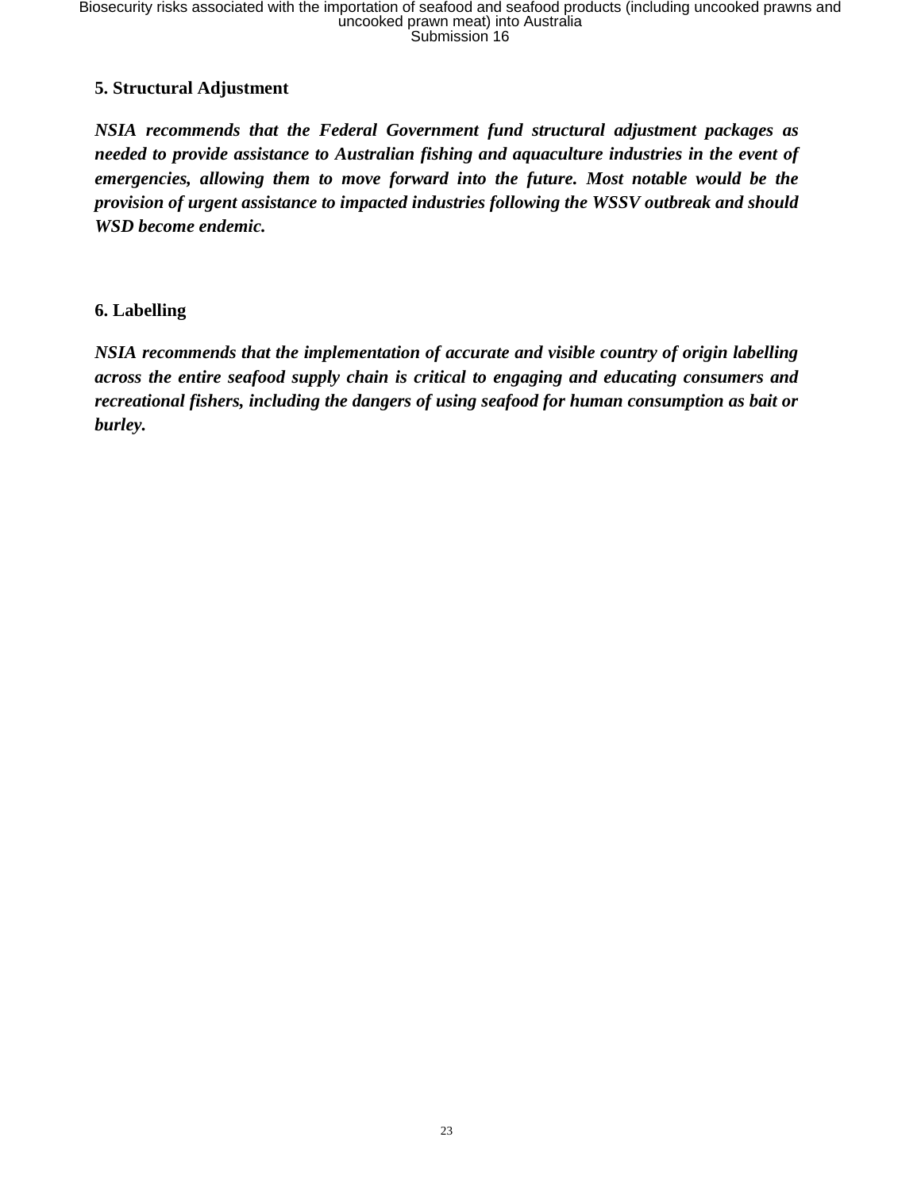**5. Structural Adjustment**

***NSIA recommends that the Federal Government fund structural adjustment packages as needed to provide assistance to Australian fishing and aquaculture industries in the event of emergencies, allowing them to move forward into the future. Most notable would be the provision of urgent assistance to impacted industries following the WSSV outbreak and should WSD become endemic.***

**6. Labelling**

***NSIA recommends that the implementation of accurate and visible country of origin labelling across the entire seafood supply chain is critical to engaging and educating consumers and recreational fishers, including the dangers of using seafood for human consumption as bait or burley.***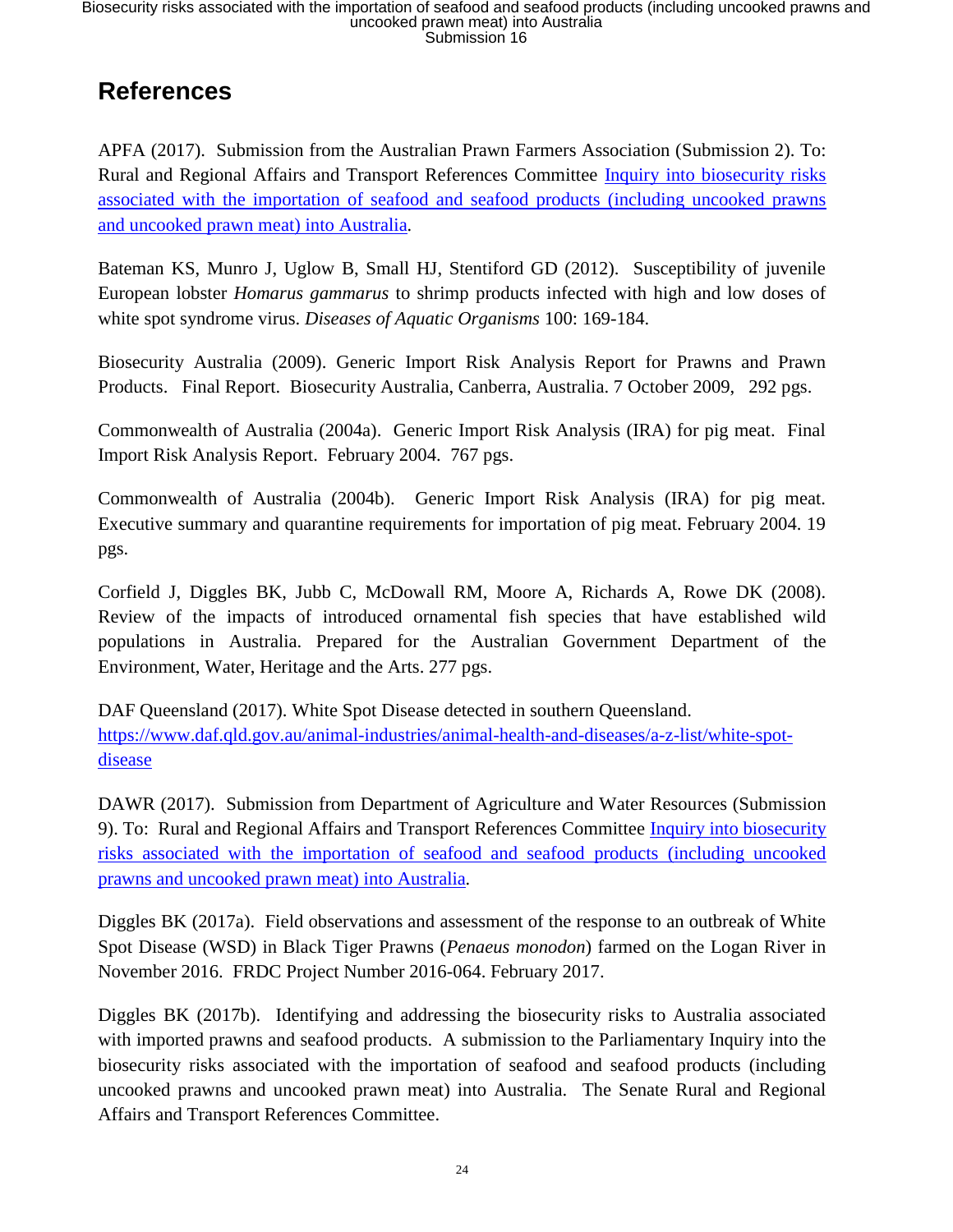# References

APFA (2017). Submission from the Australian Prawn Farmers Association (Submission 2). To: Rural and Regional Affairs and Transport References Committee Inquiry into biosecurity risks associated with the importation of seafood and seafood products (including uncooked prawns and uncooked prawn meat) into Australia.

Bateman KS, Munro J, Uglow B, Small HJ, Stentiford GD (2012). Susceptibility of juvenile European lobster *Homarus gammarus* to shrimp products infected with high and low doses of white spot syndrome virus. *Diseases of Aquatic Organisms* 100: 169-184.

Biosecurity Australia (2009). Generic Import Risk Analysis Report for Prawns and Prawn Products. Final Report. Biosecurity Australia, Canberra, Australia. 7 October 2009, 292 pgs.

Commonwealth of Australia (2004a). Generic Import Risk Analysis (IRA) for pig meat. Final Import Risk Analysis Report. February 2004. 767 pgs.

Commonwealth of Australia (2004b). Generic Import Risk Analysis (IRA) for pig meat. Executive summary and quarantine requirements for importation of pig meat. February 2004. 19 pgs.

Corfield J, Diggles BK, Jubb C, McDowall RM, Moore A, Richards A, Rowe DK (2008). Review of the impacts of introduced ornamental fish species that have established wild populations in Australia. Prepared for the Australian Government Department of the Environment, Water, Heritage and the Arts. 277 pgs.

DAF Queensland (2017). White Spot Disease detected in southern Queensland. https://www.daf.qld.gov.au/animal-industries/animal-health-and-diseases/a-z-list/white-spot-disease

DAWR (2017). Submission from Department of Agriculture and Water Resources (Submission 9). To: Rural and Regional Affairs and Transport References Committee Inquiry into biosecurity risks associated with the importation of seafood and seafood products (including uncooked prawns and uncooked prawn meat) into Australia.

Diggles BK (2017a). Field observations and assessment of the response to an outbreak of White Spot Disease (WSD) in Black Tiger Prawns (*Penaeus monodon*) farmed on the Logan River in November 2016. FRDC Project Number 2016-064. February 2017.

Diggles BK (2017b). Identifying and addressing the biosecurity risks to Australia associated with imported prawns and seafood products. A submission to the Parliamentary Inquiry into the biosecurity risks associated with the importation of seafood and seafood products (including uncooked prawns and uncooked prawn meat) into Australia. The Senate Rural and Regional Affairs and Transport References Committee.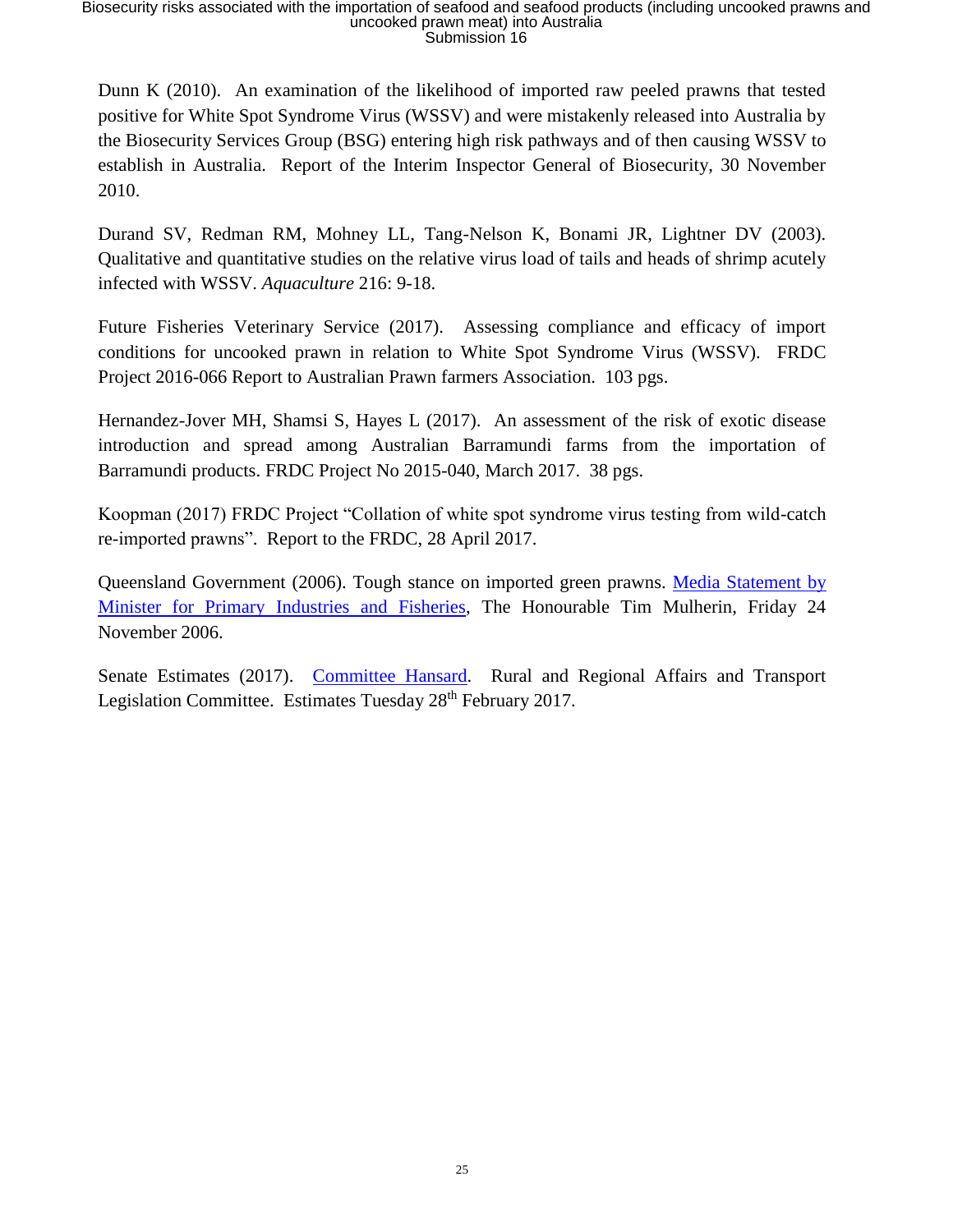Dunn K (2010). An examination of the likelihood of imported raw peeled prawns that tested positive for White Spot Syndrome Virus (WSSV) and were mistakenly released into Australia by the Biosecurity Services Group (BSG) entering high risk pathways and of then causing WSSV to establish in Australia. Report of the Interim Inspector General of Biosecurity, 30 November 2010.

Durand SV, Redman RM, Mohney LL, Tang-Nelson K, Bonami JR, Lightner DV (2003). Qualitative and quantitative studies on the relative virus load of tails and heads of shrimp acutely infected with WSSV. *Aquaculture* 216: 9-18.

Future Fisheries Veterinary Service (2017). Assessing compliance and efficacy of import conditions for uncooked prawn in relation to White Spot Syndrome Virus (WSSV). FRDC Project 2016-066 Report to Australian Prawn farmers Association. 103 pgs.

Hernandez-Jover MH, Shamsi S, Hayes L (2017). An assessment of the risk of exotic disease introduction and spread among Australian Barramundi farms from the importation of Barramundi products. FRDC Project No 2015-040, March 2017. 38 pgs.

Koopman (2017) FRDC Project "Collation of white spot syndrome virus testing from wild-catch re-imported prawns". Report to the FRDC, 28 April 2017.

Queensland Government (2006). Tough stance on imported green prawns. Media Statement by Minister for Primary Industries and Fisheries, The Honourable Tim Mulherin, Friday 24 November 2006.

Senate Estimates (2017). Committee Hansard. Rural and Regional Affairs and Transport Legislation Committee. Estimates Tuesday 28th February 2017.